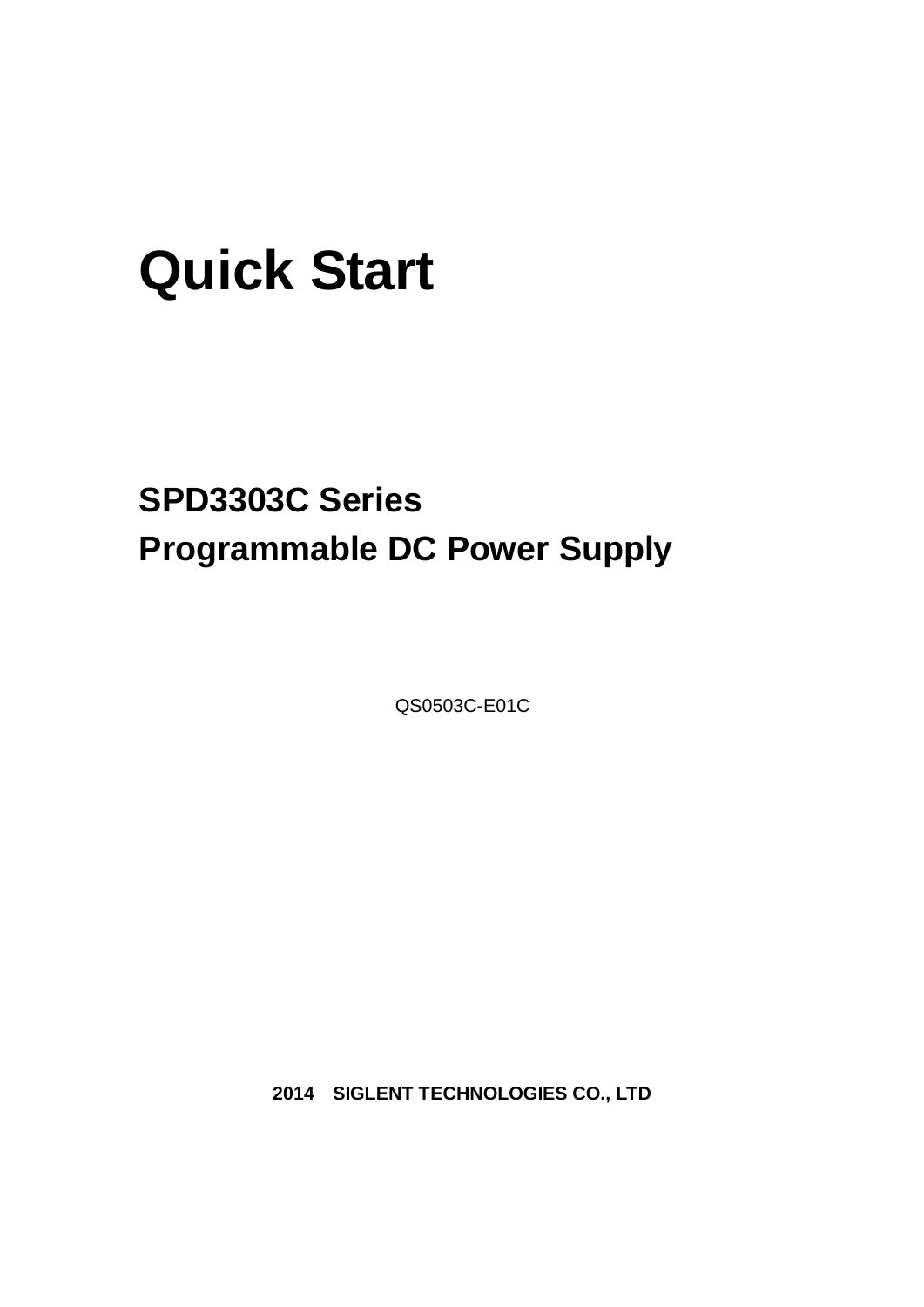# Quick Start

## SPD3303C Series
## Programmable DC Power Supply

QS0503C-E01C

**2014 SIGLENT TECHNOLOGIES CO., LTD**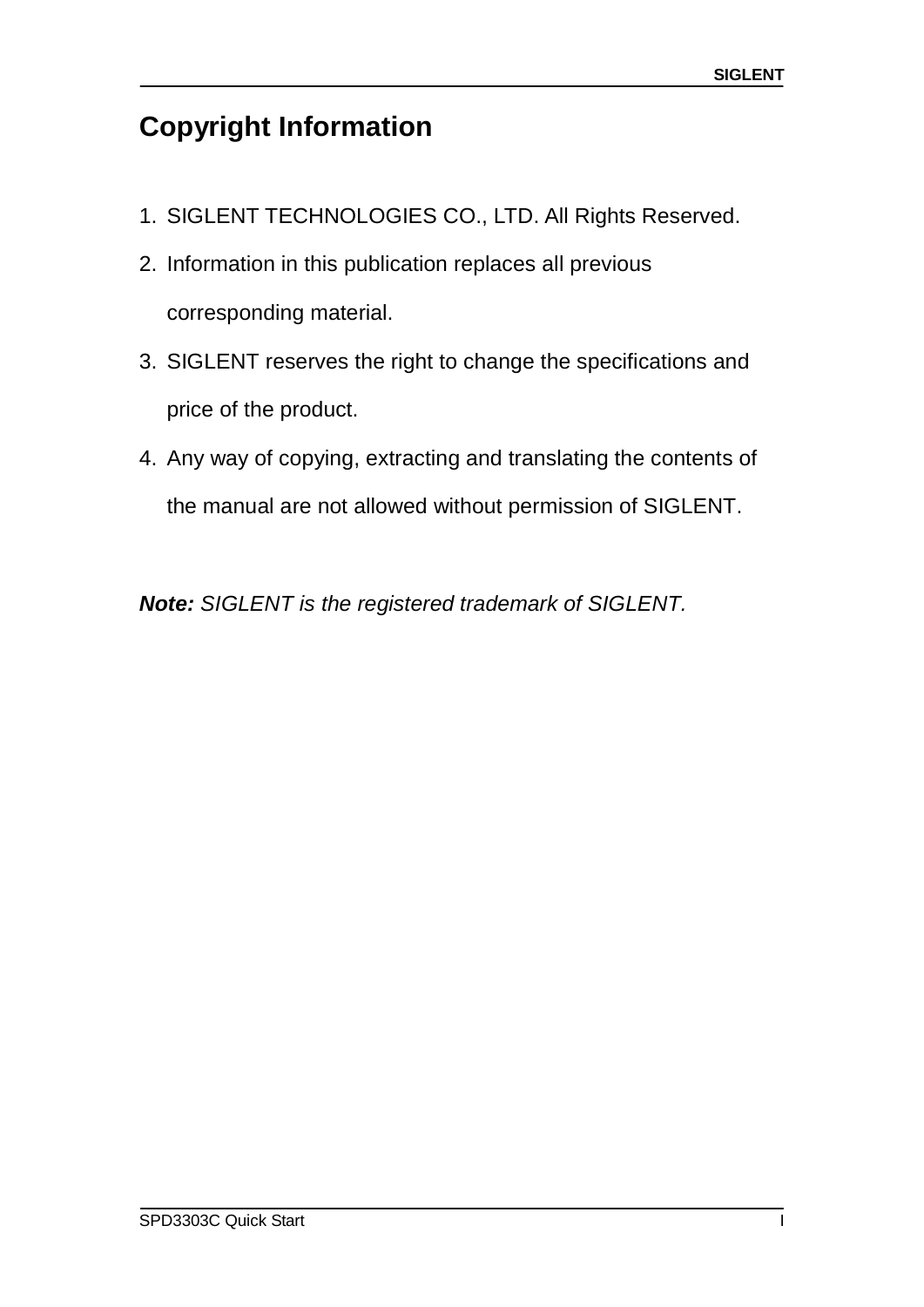# Copyright Information

1. SIGLENT TECHNOLOGIES CO., LTD. All Rights Reserved.
2. Information in this publication replaces all previous corresponding material.
3. SIGLENT reserves the right to change the specifications and price of the product.
4. Any way of copying, extracting and translating the contents of the manual are not allowed without permission of SIGLENT.

***Note:*** *SIGLENT is the registered trademark of SIGLENT.*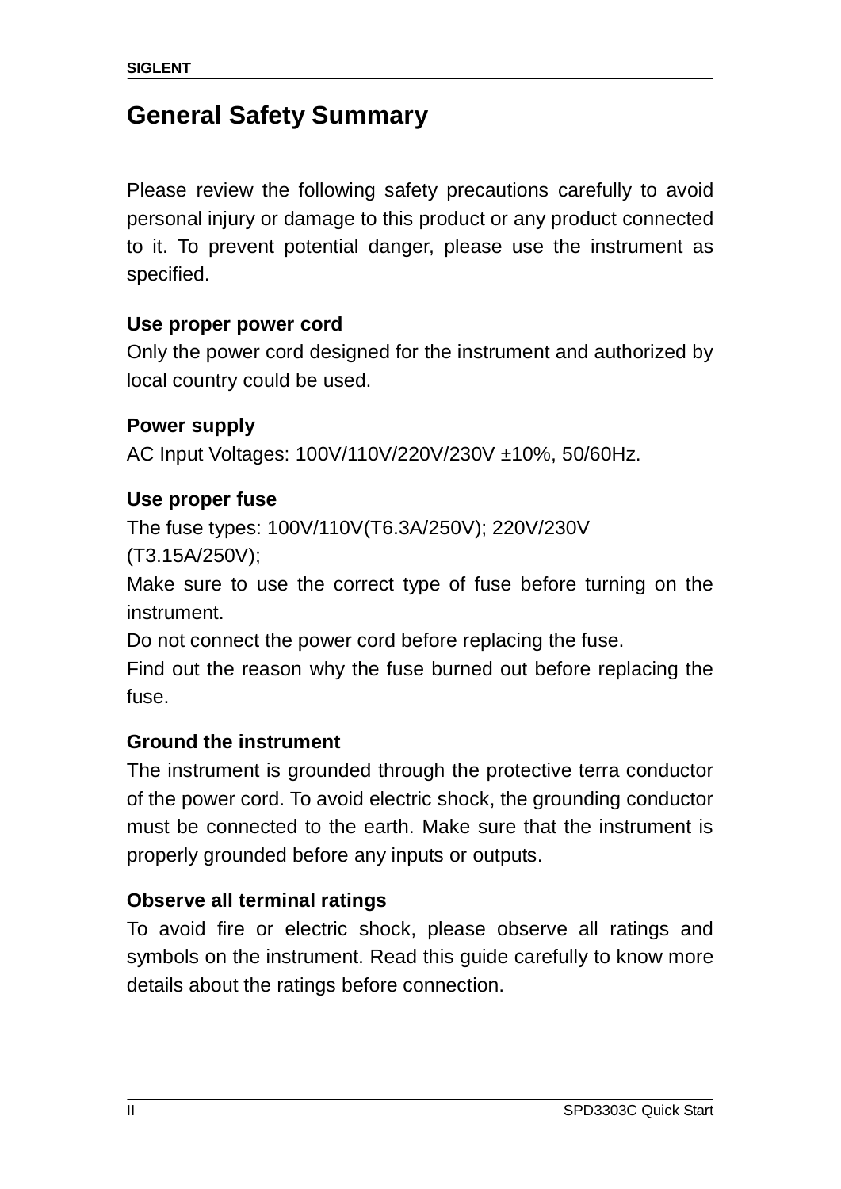# General Safety Summary

Please review the following safety precautions carefully to avoid personal injury or damage to this product or any product connected to it. To prevent potential danger, please use the instrument as specified.

**Use proper power cord**

Only the power cord designed for the instrument and authorized by local country could be used.

**Power supply**

AC Input Voltages: 100V/110V/220V/230V ±10%, 50/60Hz.

**Use proper fuse**

The fuse types: 100V/110V(T6.3A/250V); 220V/230V (T3.15A/250V);

Make sure to use the correct type of fuse before turning on the instrument.

Do not connect the power cord before replacing the fuse.

Find out the reason why the fuse burned out before replacing the fuse.

**Ground the instrument**

The instrument is grounded through the protective terra conductor of the power cord. To avoid electric shock, the grounding conductor must be connected to the earth. Make sure that the instrument is properly grounded before any inputs or outputs.

**Observe all terminal ratings**

To avoid fire or electric shock, please observe all ratings and symbols on the instrument. Read this guide carefully to know more details about the ratings before connection.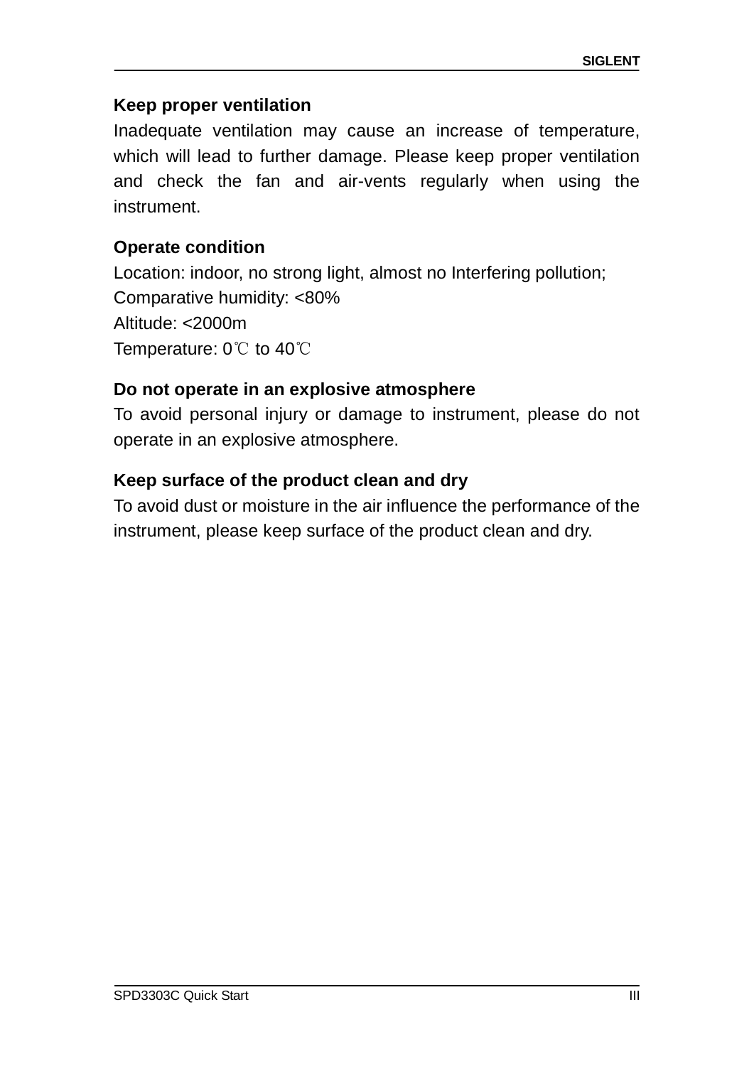**Keep proper ventilation**

Inadequate ventilation may cause an increase of temperature, which will lead to further damage. Please keep proper ventilation and check the fan and air-vents regularly when using the instrument.

**Operate condition**

Location: indoor, no strong light, almost no Interfering pollution;
Comparative humidity: <80%
Altitude: <2000m
Temperature: 0℃ to 40℃

**Do not operate in an explosive atmosphere**

To avoid personal injury or damage to instrument, please do not operate in an explosive atmosphere.

**Keep surface of the product clean and dry**

To avoid dust or moisture in the air influence the performance of the instrument, please keep surface of the product clean and dry.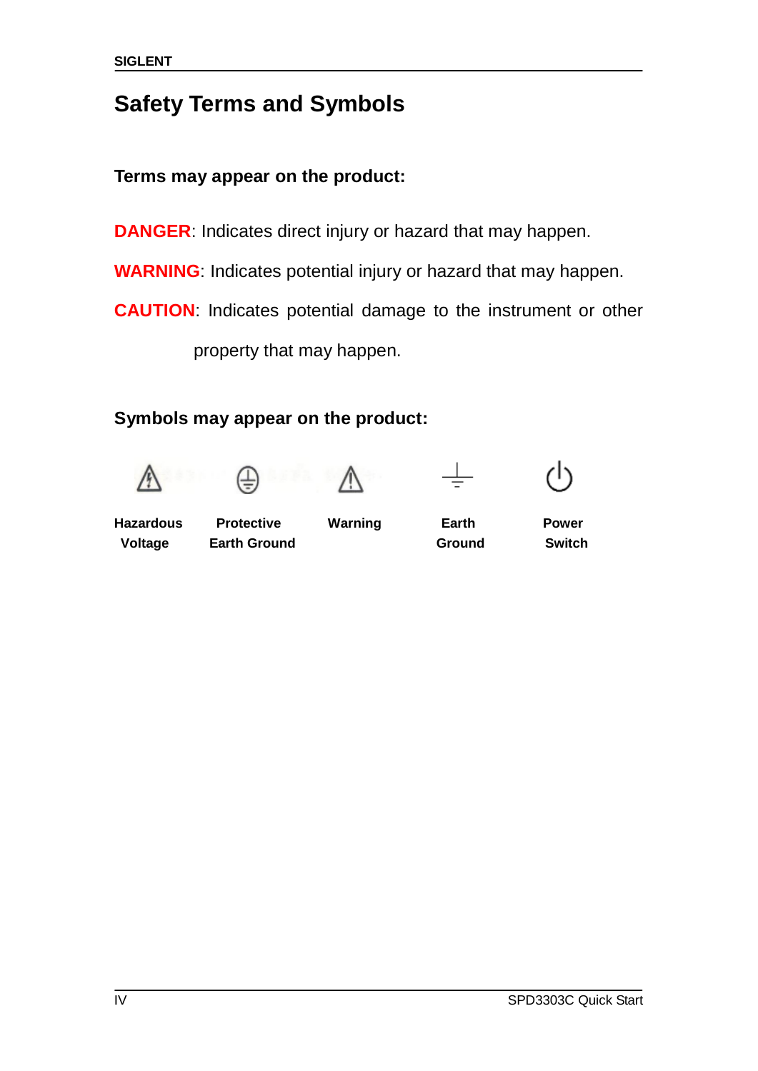## Safety Terms and Symbols

**Terms may appear on the product:**

**DANGER**: Indicates direct injury or hazard that may happen.

**WARNING**: Indicates potential injury or hazard that may happen.

**CAUTION**: Indicates potential damage to the instrument or other property that may happen.

**Symbols may appear on the product:**

| **Hazardous Voltage** | **Protective Earth Ground** | **Warning** | **Earth Ground** | **Power Switch** |
|---|---|---|---|---|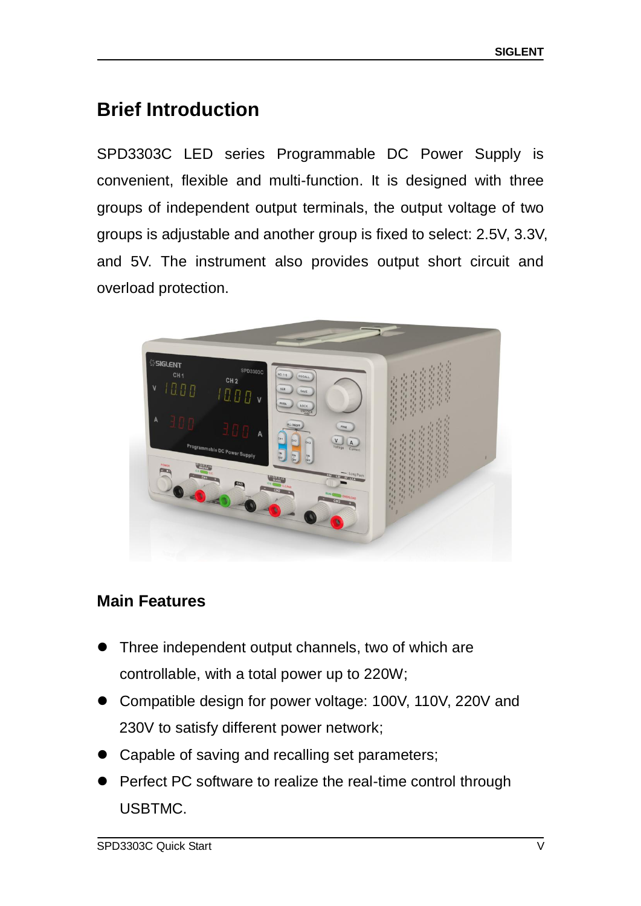# Brief Introduction

SPD3303C LED series Programmable DC Power Supply is convenient, flexible and multi-function. It is designed with three groups of independent output terminals, the output voltage of two groups is adjustable and another group is fixed to select: 2.5V, 3.3V, and 5V. The instrument also provides output short circuit and overload protection.

## Main Features

- Three independent output channels, two of which are controllable, with a total power up to 220W;
- Compatible design for power voltage: 100V, 110V, 220V and 230V to satisfy different power network;
- Capable of saving and recalling set parameters;
- Perfect PC software to realize the real-time control through USBTMC.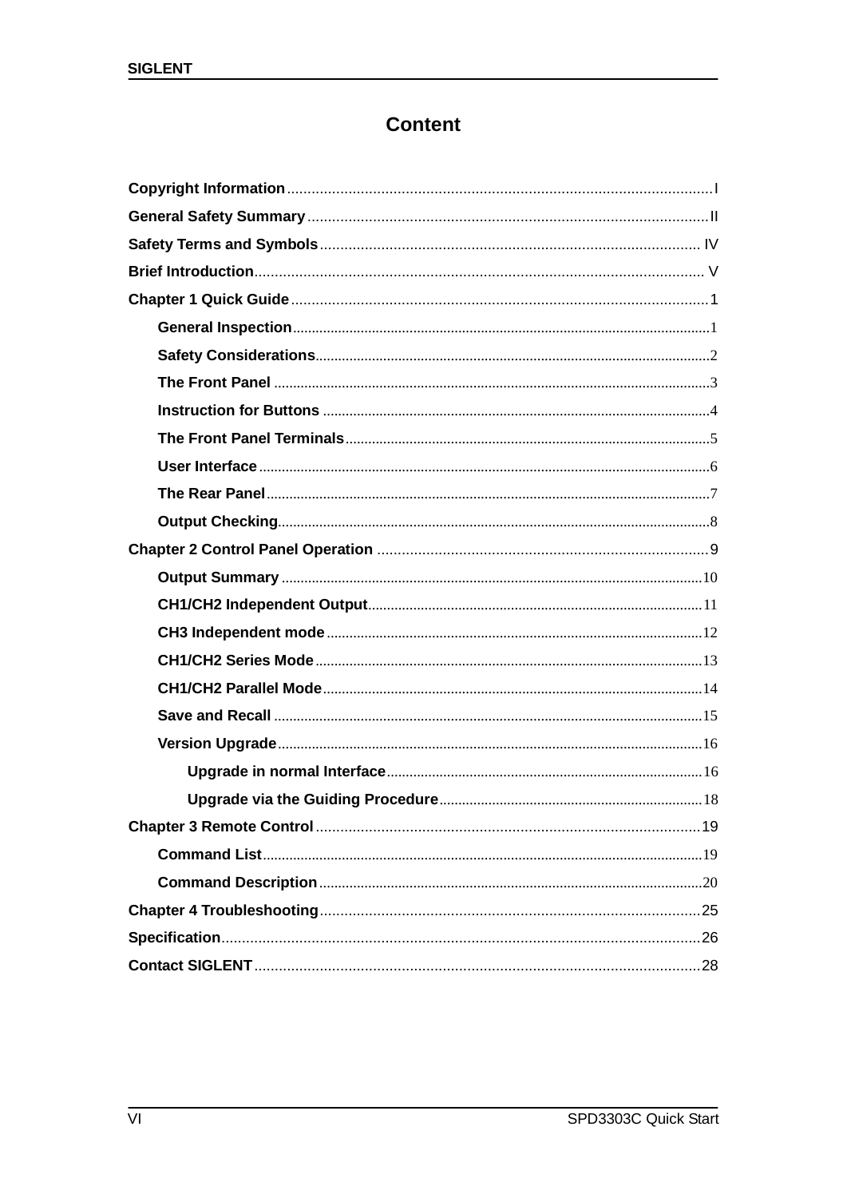# Content

**Copyright Information** .......... I
**General Safety Summary** .......... II
**Safety Terms and Symbols** .......... IV
**Brief Introduction** .......... V
**Chapter 1 Quick Guide** .......... 1
- **General Inspection** .......... 1
- **Safety Considerations** .......... 2
- **The Front Panel** .......... 3
- **Instruction for Buttons** .......... 4
- **The Front Panel Terminals** .......... 5
- **User Interface** .......... 6
- **The Rear Panel** .......... 7
- **Output Checking** .......... 8

**Chapter 2 Control Panel Operation** .......... 9
- **Output Summary** .......... 10
- **CH1/CH2 Independent Output** .......... 11
- **CH3 Independent mode** .......... 12
- **CH1/CH2 Series Mode** .......... 13
- **CH1/CH2 Parallel Mode** .......... 14
- **Save and Recall** .......... 15
- **Version Upgrade** .......... 16
  - **Upgrade in normal Interface** .......... 16
  - **Upgrade via the Guiding Procedure** .......... 18

**Chapter 3 Remote Control** .......... 19
- **Command List** .......... 19
- **Command Description** .......... 20

**Chapter 4 Troubleshooting** .......... 25
**Specification** .......... 26
**Contact SIGLENT** .......... 28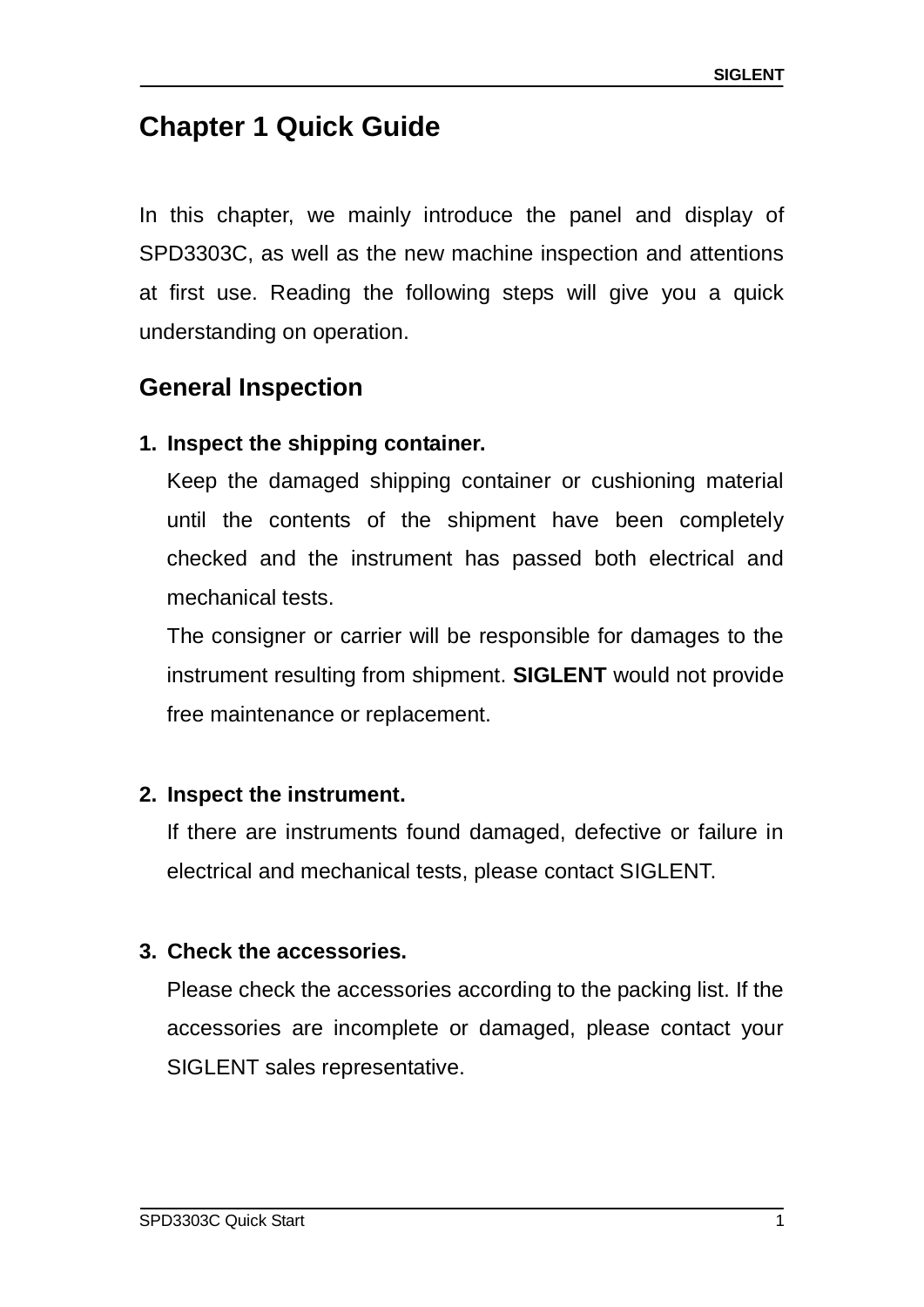# Chapter 1 Quick Guide

In this chapter, we mainly introduce the panel and display of SPD3303C, as well as the new machine inspection and attentions at first use. Reading the following steps will give you a quick understanding on operation.

## General Inspection

1. **Inspect the shipping container.**

   Keep the damaged shipping container or cushioning material until the contents of the shipment have been completely checked and the instrument has passed both electrical and mechanical tests.

   The consigner or carrier will be responsible for damages to the instrument resulting from shipment. **SIGLENT** would not provide free maintenance or replacement.

2. **Inspect the instrument.**

   If there are instruments found damaged, defective or failure in electrical and mechanical tests, please contact SIGLENT.

3. **Check the accessories.**

   Please check the accessories according to the packing list. If the accessories are incomplete or damaged, please contact your SIGLENT sales representative.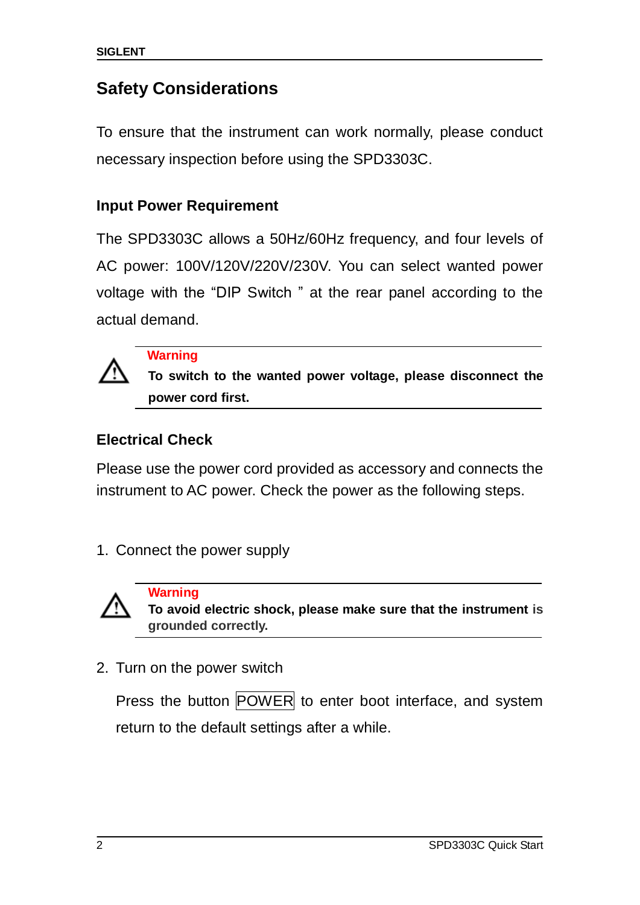## Safety Considerations

To ensure that the instrument can work normally, please conduct necessary inspection before using the SPD3303C.

### Input Power Requirement

The SPD3303C allows a 50Hz/60Hz frequency, and four levels of AC power: 100V/120V/220V/230V. You can select wanted power voltage with the “DIP Switch ” at the rear panel according to the actual demand.

> ⚠ **Warning**
> **To switch to the wanted power voltage, please disconnect the power cord first.**

### Electrical Check

Please use the power cord provided as accessory and connects the instrument to AC power. Check the power as the following steps.

1. Connect the power supply

> ⚠ **Warning**
> **To avoid electric shock, please make sure that the instrument is grounded correctly.**

2. Turn on the power switch

   Press the button POWER to enter boot interface, and system return to the default settings after a while.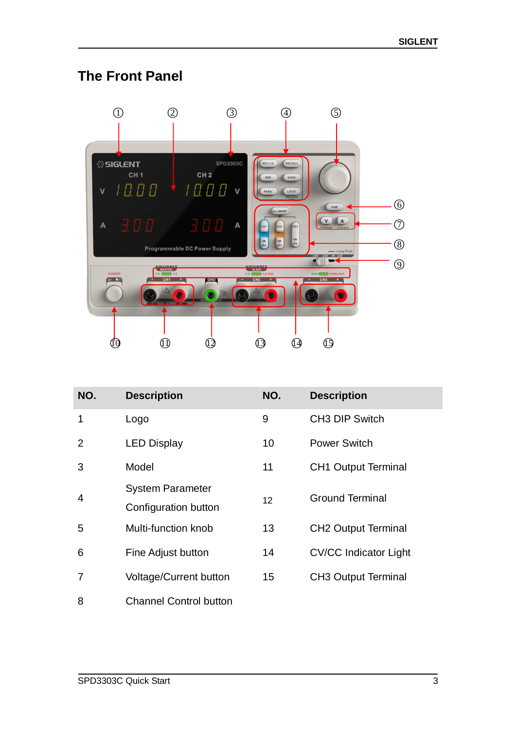## The Front Panel

| NO. | Description | NO. | Description |
|---|---|---|---|
| 1 | Logo | 9 | CH3 DIP Switch |
| 2 | LED Display | 10 | Power Switch |
| 3 | Model | 11 | CH1 Output Terminal |
| 4 | System Parameter Configuration button | 12 | Ground Terminal |
| 5 | Multi-function knob | 13 | CH2 Output Terminal |
| 6 | Fine Adjust button | 14 | CV/CC Indicator Light |
| 7 | Voltage/Current button | 15 | CH3 Output Terminal |
| 8 | Channel Control button | | |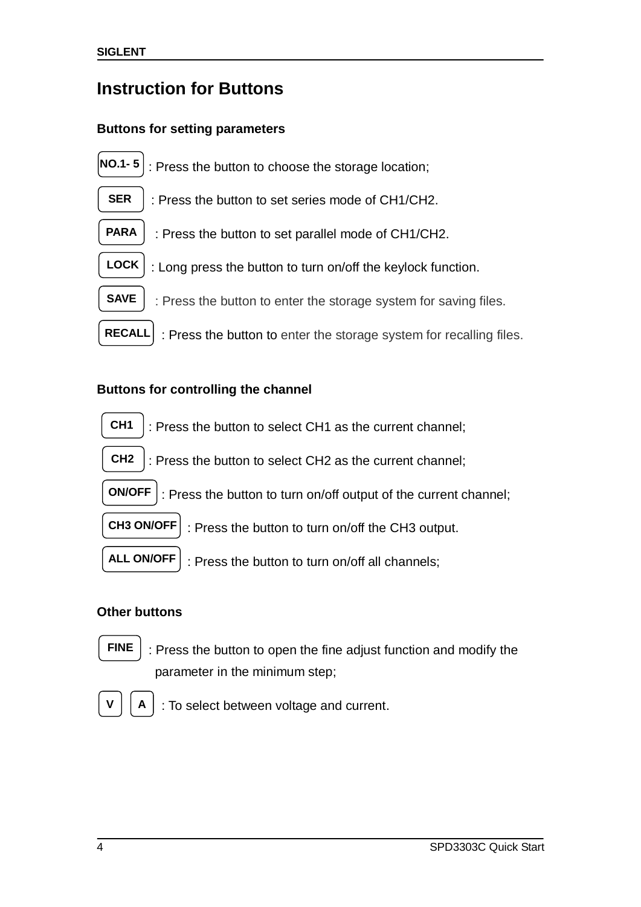# Instruction for Buttons

## Buttons for setting parameters

**NO.1- 5** : Press the button to choose the storage location;

**SER** : Press the button to set series mode of CH1/CH2.

**PARA** : Press the button to set parallel mode of CH1/CH2.

**LOCK** : Long press the button to turn on/off the keylock function.

**SAVE** : Press the button to enter the storage system for saving files.

**RECALL** : Press the button to enter the storage system for recalling files.

## Buttons for controlling the channel

**CH1** : Press the button to select CH1 as the current channel;

**CH2** : Press the button to select CH2 as the current channel;

**ON/OFF** : Press the button to turn on/off output of the current channel;

**CH3 ON/OFF** : Press the button to turn on/off the CH3 output.

**ALL ON/OFF** : Press the button to turn on/off all channels;

## Other buttons

**FINE** : Press the button to open the fine adjust function and modify the parameter in the minimum step;

**V** **A** : To select between voltage and current.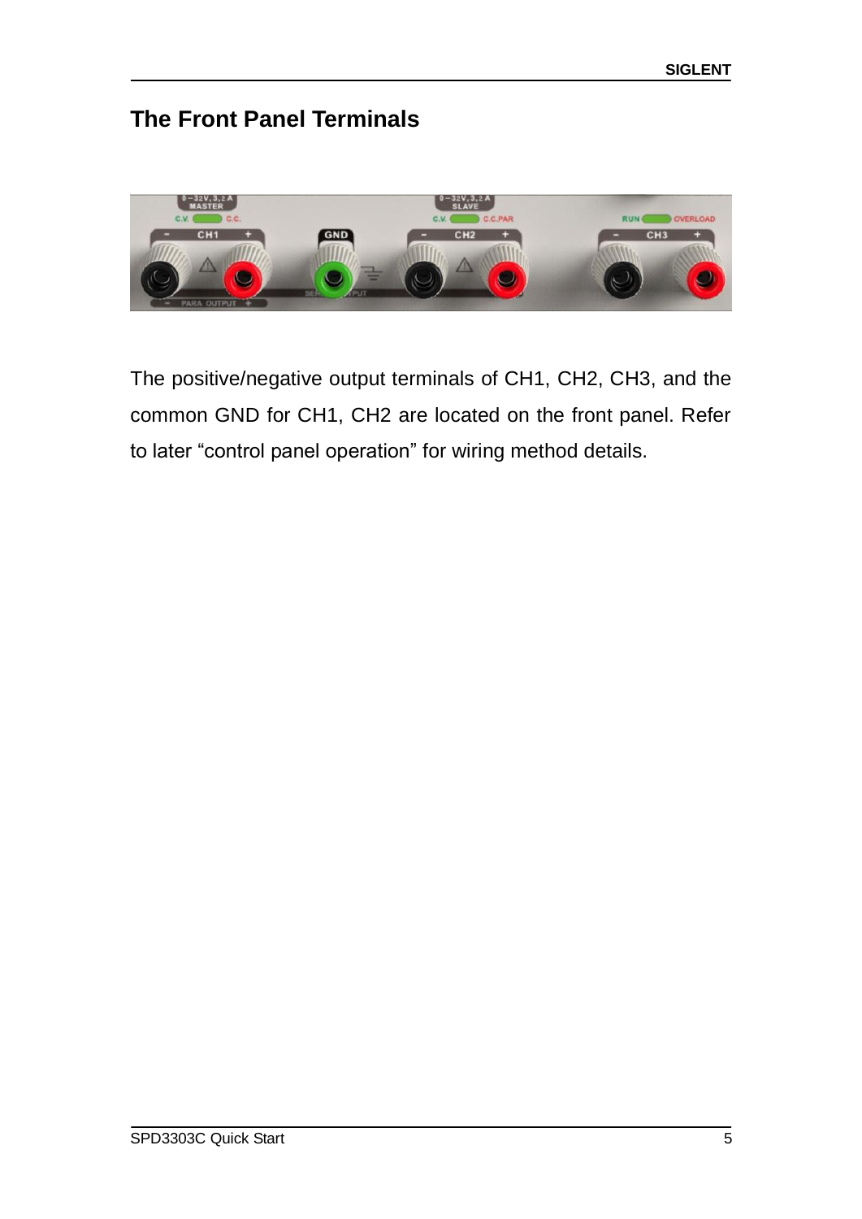## The Front Panel Terminals

The positive/negative output terminals of CH1, CH2, CH3, and the common GND for CH1, CH2 are located on the front panel. Refer to later “control panel operation” for wiring method details.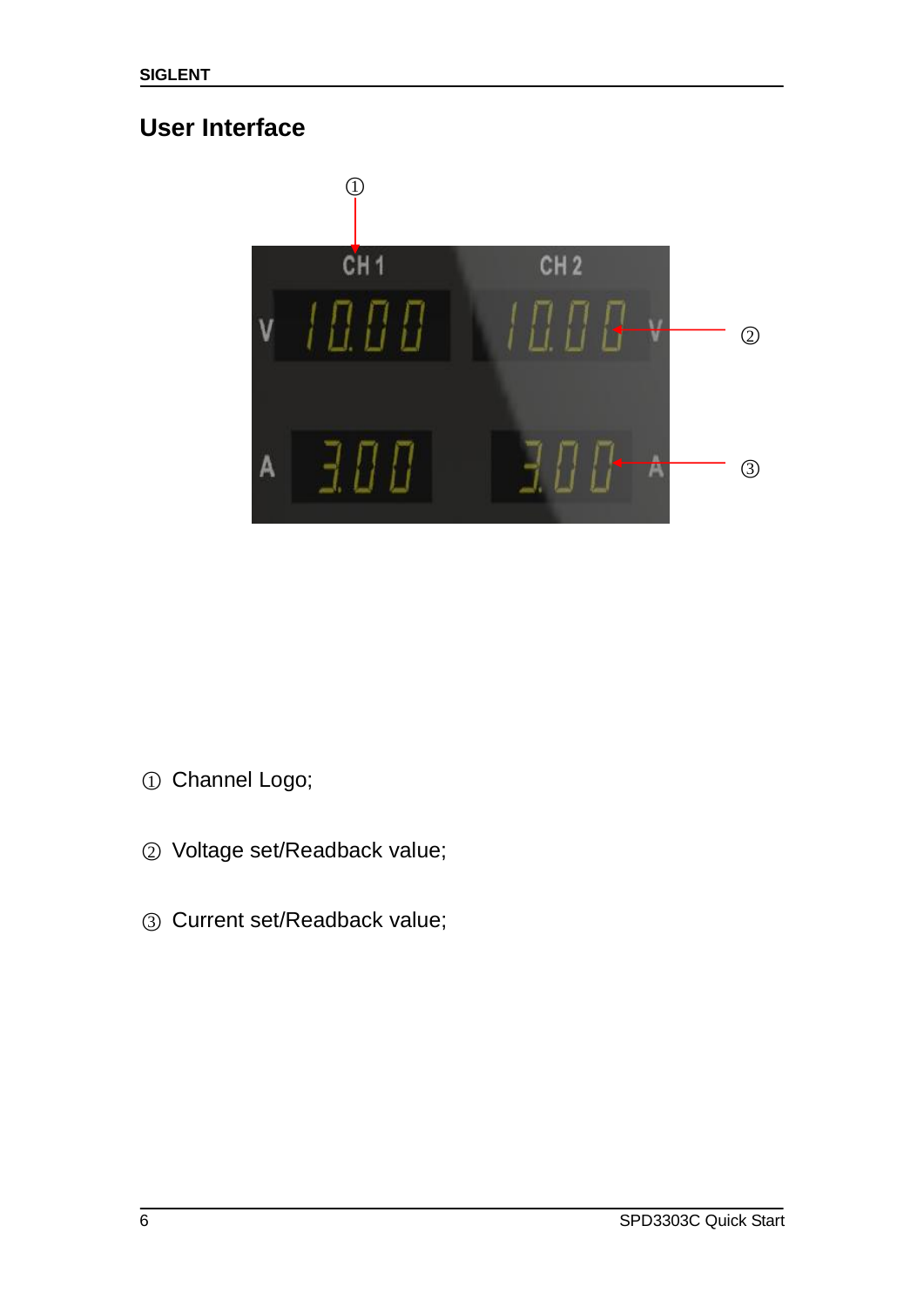## User Interface

① Channel Logo;

② Voltage set/Readback value;

③ Current set/Readback value;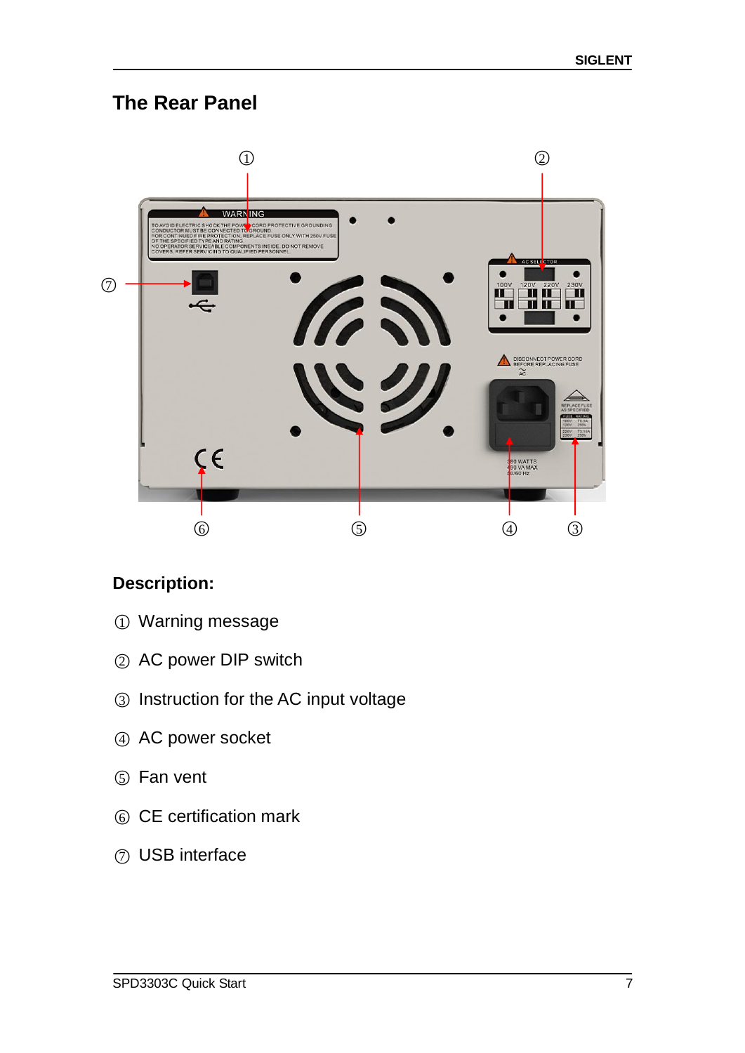# The Rear Panel

**Description:**

① Warning message

② AC power DIP switch

③ Instruction for the AC input voltage

④ AC power socket

⑤ Fan vent

⑥ CE certification mark

⑦ USB interface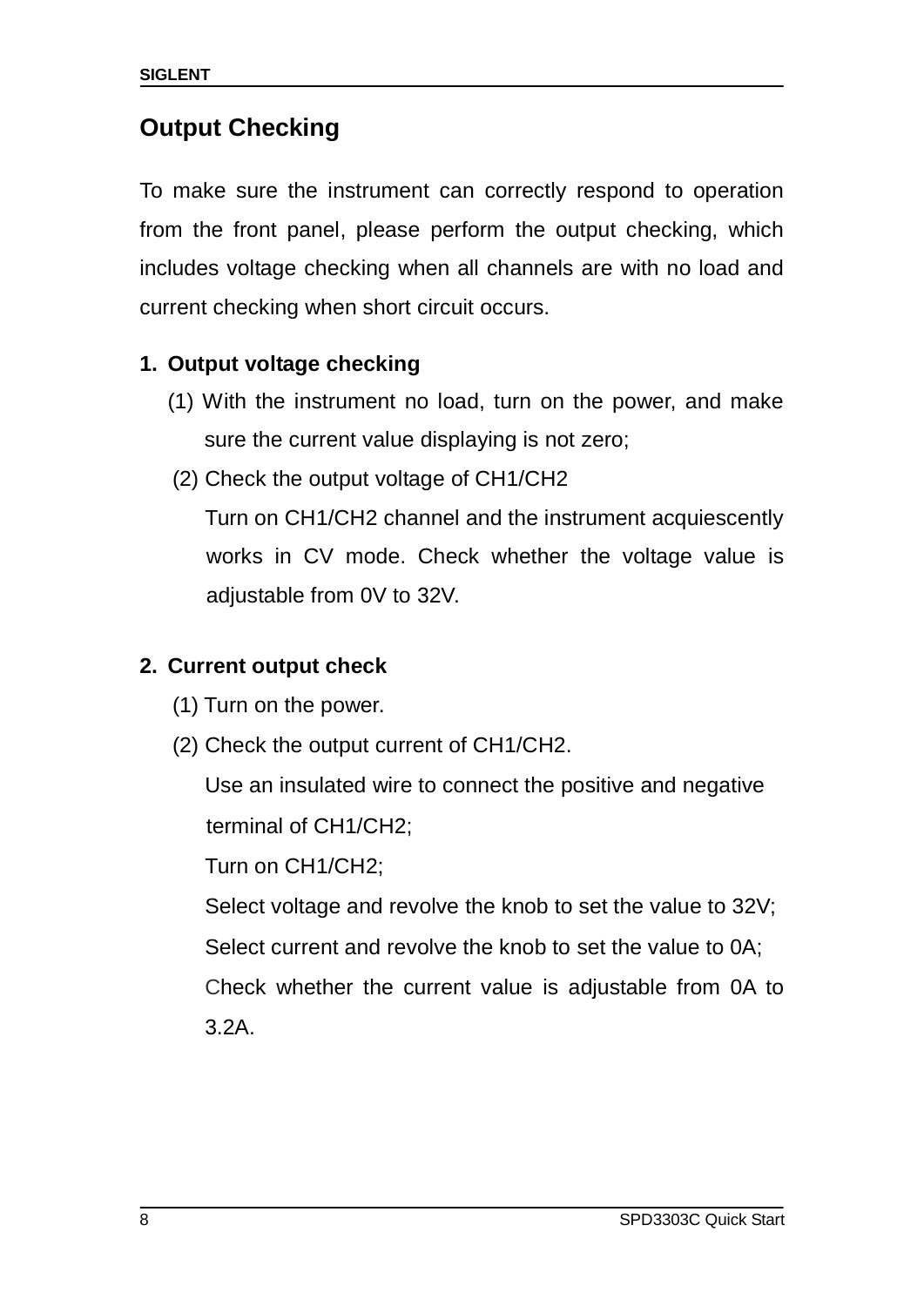## Output Checking

To make sure the instrument can correctly respond to operation from the front panel, please perform the output checking, which includes voltage checking when all channels are with no load and current checking when short circuit occurs.

**1. Output voltage checking**

(1) With the instrument no load, turn on the power, and make sure the current value displaying is not zero;

(2) Check the output voltage of CH1/CH2

Turn on CH1/CH2 channel and the instrument acquiescently works in CV mode. Check whether the voltage value is adjustable from 0V to 32V.

**2. Current output check**

(1) Turn on the power.

(2) Check the output current of CH1/CH2.

Use an insulated wire to connect the positive and negative terminal of CH1/CH2;

Turn on CH1/CH2;

Select voltage and revolve the knob to set the value to 32V;

Select current and revolve the knob to set the value to 0A;

Check whether the current value is adjustable from 0A to 3.2A.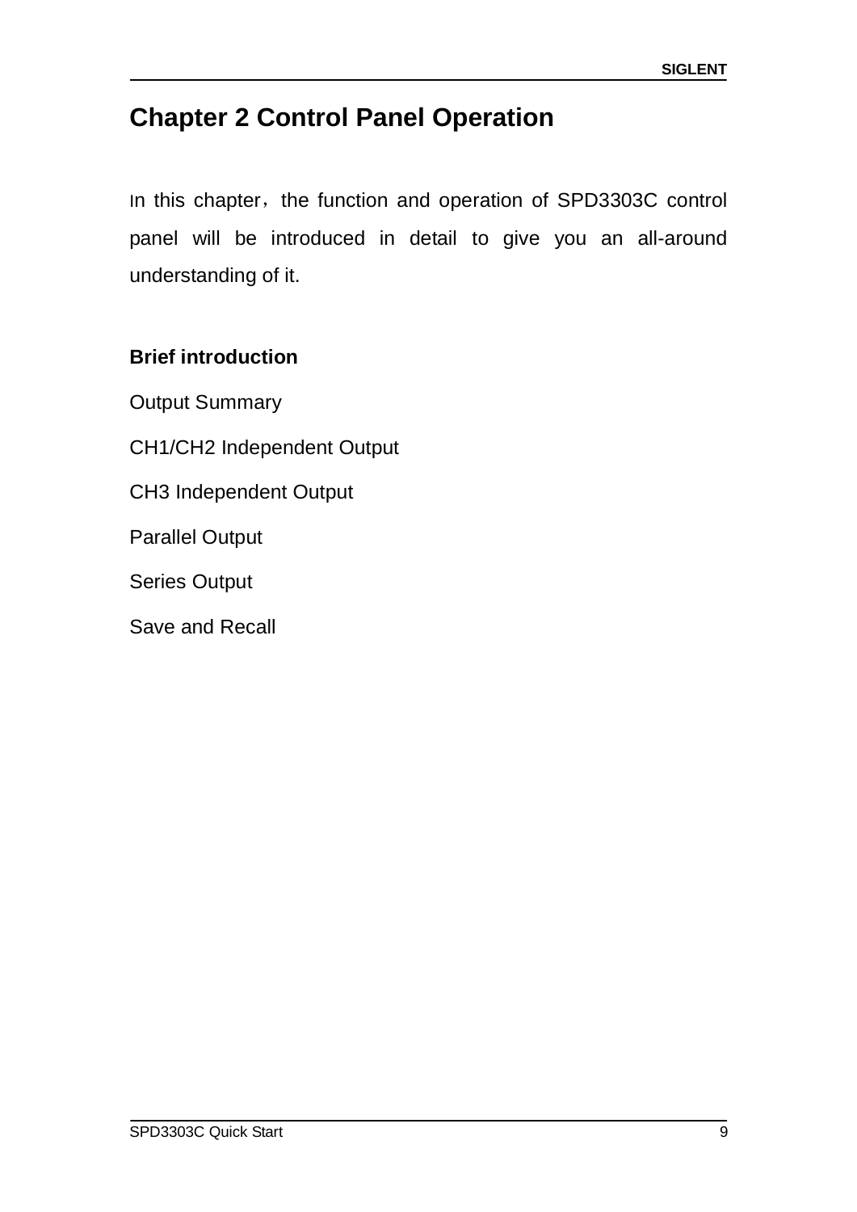# Chapter 2 Control Panel Operation

In this chapter， the function and operation of SPD3303C control panel will be introduced in detail to give you an all-around understanding of it.

**Brief introduction**

Output Summary

CH1/CH2 Independent Output

CH3 Independent Output

Parallel Output

Series Output

Save and Recall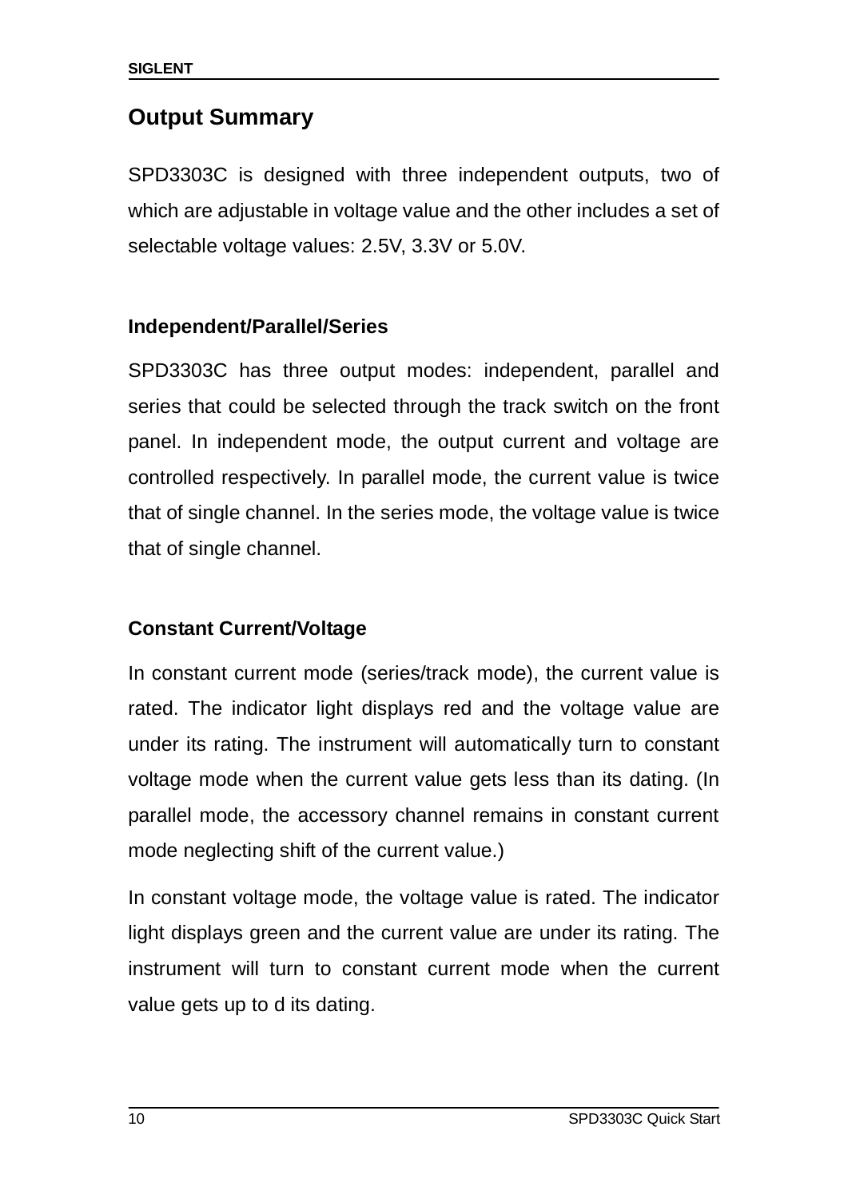## Output Summary

SPD3303C is designed with three independent outputs, two of which are adjustable in voltage value and the other includes a set of selectable voltage values: 2.5V, 3.3V or 5.0V.

### Independent/Parallel/Series

SPD3303C has three output modes: independent, parallel and series that could be selected through the track switch on the front panel. In independent mode, the output current and voltage are controlled respectively. In parallel mode, the current value is twice that of single channel. In the series mode, the voltage value is twice that of single channel.

### Constant Current/Voltage

In constant current mode (series/track mode), the current value is rated. The indicator light displays red and the voltage value are under its rating. The instrument will automatically turn to constant voltage mode when the current value gets less than its dating. (In parallel mode, the accessory channel remains in constant current mode neglecting shift of the current value.)

In constant voltage mode, the voltage value is rated. The indicator light displays green and the current value are under its rating. The instrument will turn to constant current mode when the current value gets up to d its dating.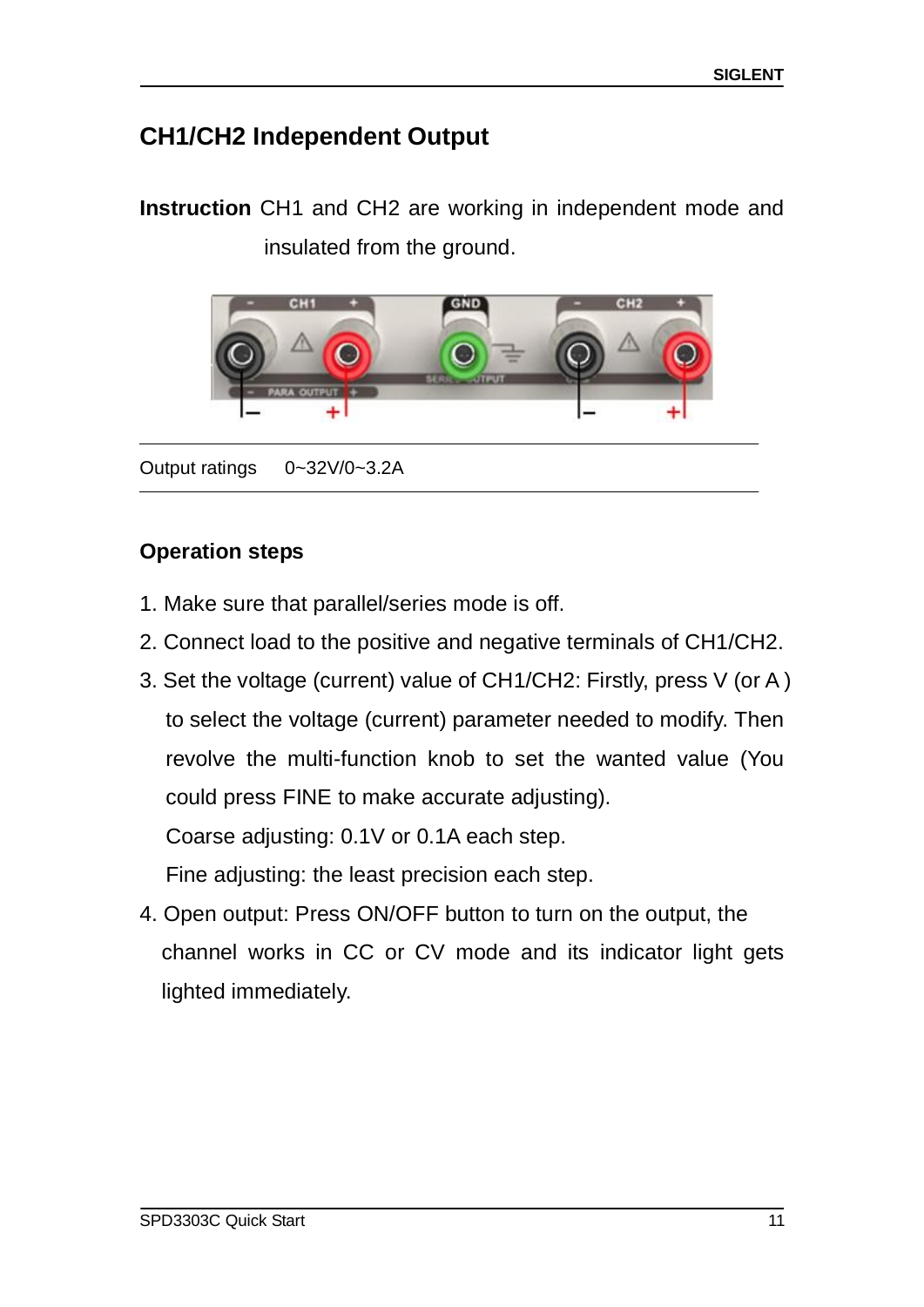## CH1/CH2 Independent Output

**Instruction** CH1 and CH2 are working in independent mode and insulated from the ground.

| Output ratings | 0~32V/0~3.2A |
|---|---|

### Operation steps

1. Make sure that parallel/series mode is off.
2. Connect load to the positive and negative terminals of CH1/CH2.
3. Set the voltage (current) value of CH1/CH2: Firstly, press V (or A ) to select the voltage (current) parameter needed to modify. Then revolve the multi-function knob to set the wanted value (You could press FINE to make accurate adjusting).
   Coarse adjusting: 0.1V or 0.1A each step.
   Fine adjusting: the least precision each step.
4. Open output: Press ON/OFF button to turn on the output, the channel works in CC or CV mode and its indicator light gets lighted immediately.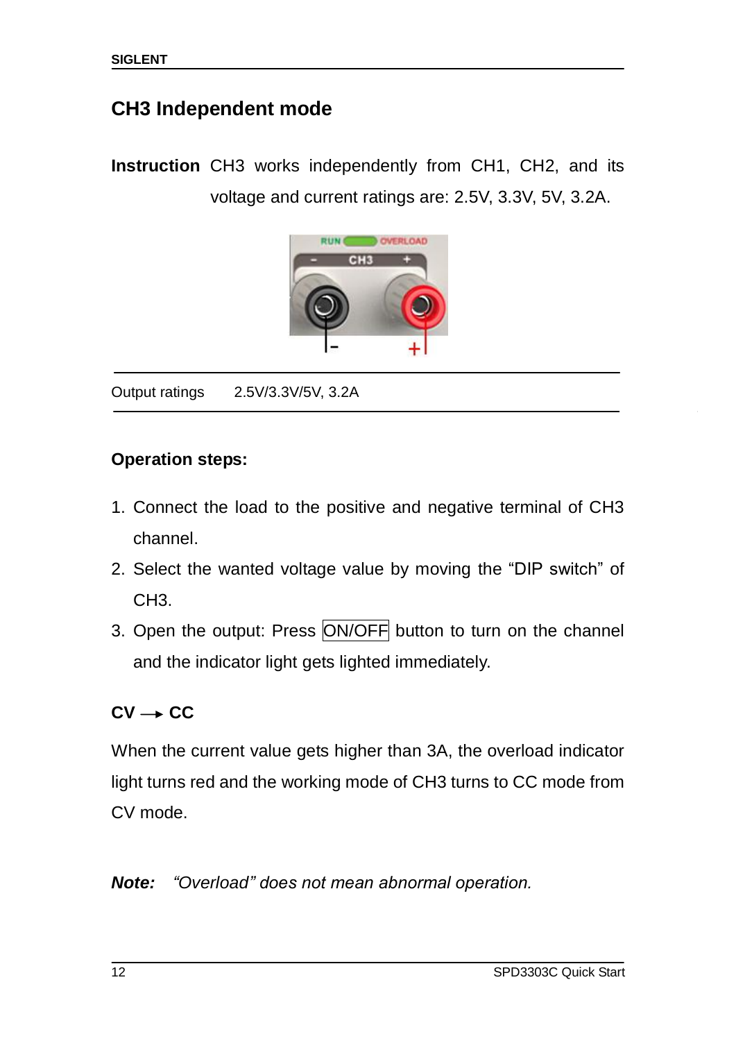## CH3 Independent mode

**Instruction** CH3 works independently from CH1, CH2, and its voltage and current ratings are: 2.5V, 3.3V, 5V, 3.2A.

| Output ratings | 2.5V/3.3V/5V, 3.2A |
|---|---|

**Operation steps:**

1. Connect the load to the positive and negative terminal of CH3 channel.
2. Select the wanted voltage value by moving the “DIP switch” of CH3.
3. Open the output: Press ON/OFF button to turn on the channel and the indicator light gets lighted immediately.

**CV → CC**

When the current value gets higher than 3A, the overload indicator light turns red and the working mode of CH3 turns to CC mode from CV mode.

***Note:*** *“Overload” does not mean abnormal operation.*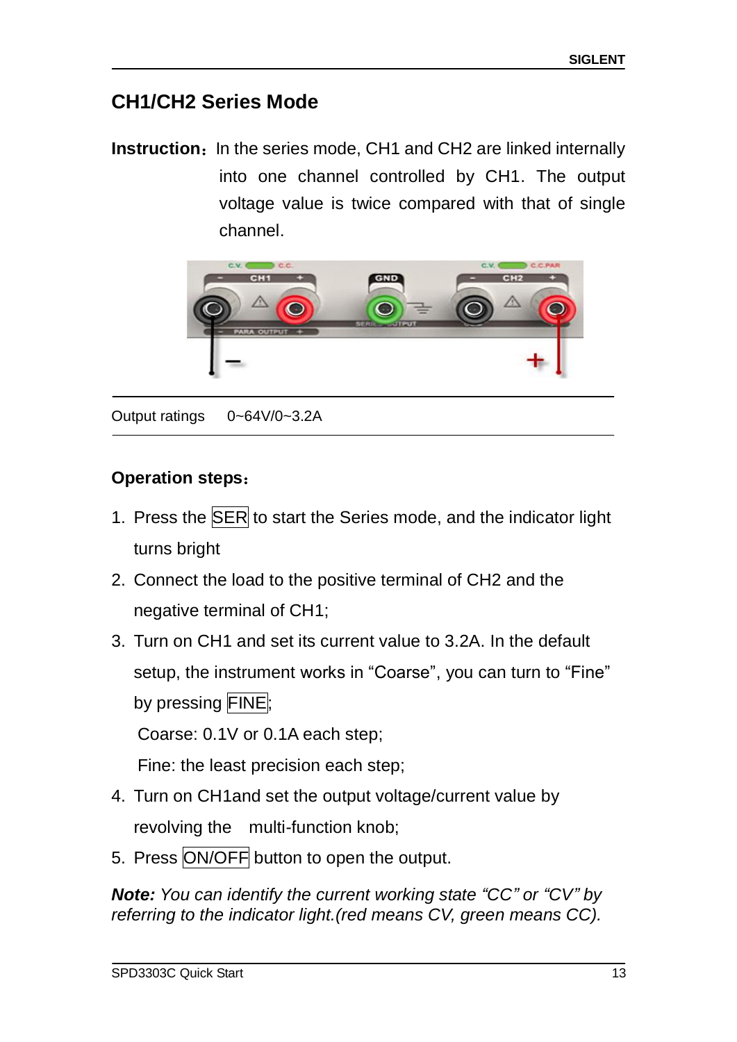## CH1/CH2 Series Mode

**Instruction**：In the series mode, CH1 and CH2 are linked internally into one channel controlled by CH1. The output voltage value is twice compared with that of single channel.

| Output ratings | 0~64V/0~3.2A |
|---|---|

**Operation steps**：

1. Press the SER to start the Series mode, and the indicator light turns bright
2. Connect the load to the positive terminal of CH2 and the negative terminal of CH1;
3. Turn on CH1 and set its current value to 3.2A. In the default setup, the instrument works in "Coarse", you can turn to "Fine" by pressing FINE;

   Coarse: 0.1V or 0.1A each step;

   Fine: the least precision each step;
4. Turn on CH1and set the output voltage/current value by revolving the multi-function knob;
5. Press ON/OFF button to open the output.

***Note:** You can identify the current working state "CC" or "CV" by referring to the indicator light.(red means CV, green means CC).*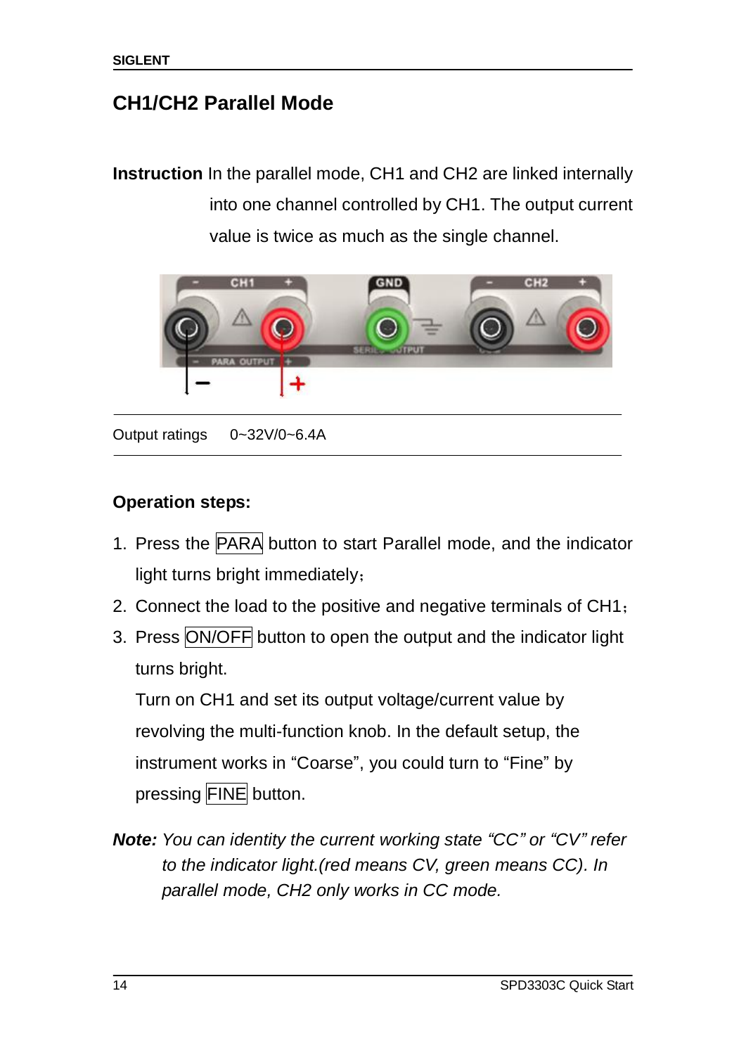## CH1/CH2 Parallel Mode

**Instruction** In the parallel mode, CH1 and CH2 are linked internally into one channel controlled by CH1. The output current value is twice as much as the single channel.

| Output ratings | 0~32V/0~6.4A |
|---|---|

**Operation steps:**

1. Press the PARA button to start Parallel mode, and the indicator light turns bright immediately;
2. Connect the load to the positive and negative terminals of CH1;
3. Press ON/OFF button to open the output and the indicator light turns bright.

   Turn on CH1 and set its output voltage/current value by revolving the multi-function knob. In the default setup, the instrument works in "Coarse", you could turn to "Fine" by pressing FINE button.

***Note:*** *You can identity the current working state "CC" or "CV" refer to the indicator light.(red means CV, green means CC). In parallel mode, CH2 only works in CC mode.*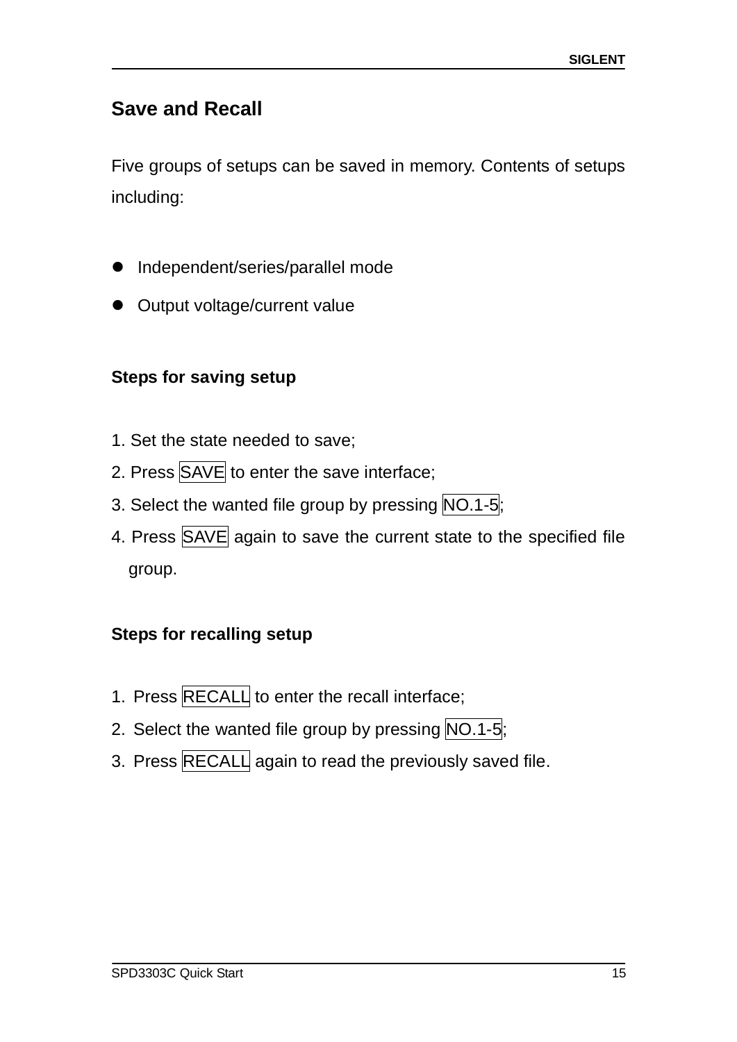## Save and Recall

Five groups of setups can be saved in memory. Contents of setups including:

- Independent/series/parallel mode
- Output voltage/current value

### Steps for saving setup

1. Set the state needed to save;
2. Press SAVE to enter the save interface;
3. Select the wanted file group by pressing NO.1-5;
4. Press SAVE again to save the current state to the specified file group.

### Steps for recalling setup

1. Press RECALL to enter the recall interface;
2. Select the wanted file group by pressing NO.1-5;
3. Press RECALL again to read the previously saved file.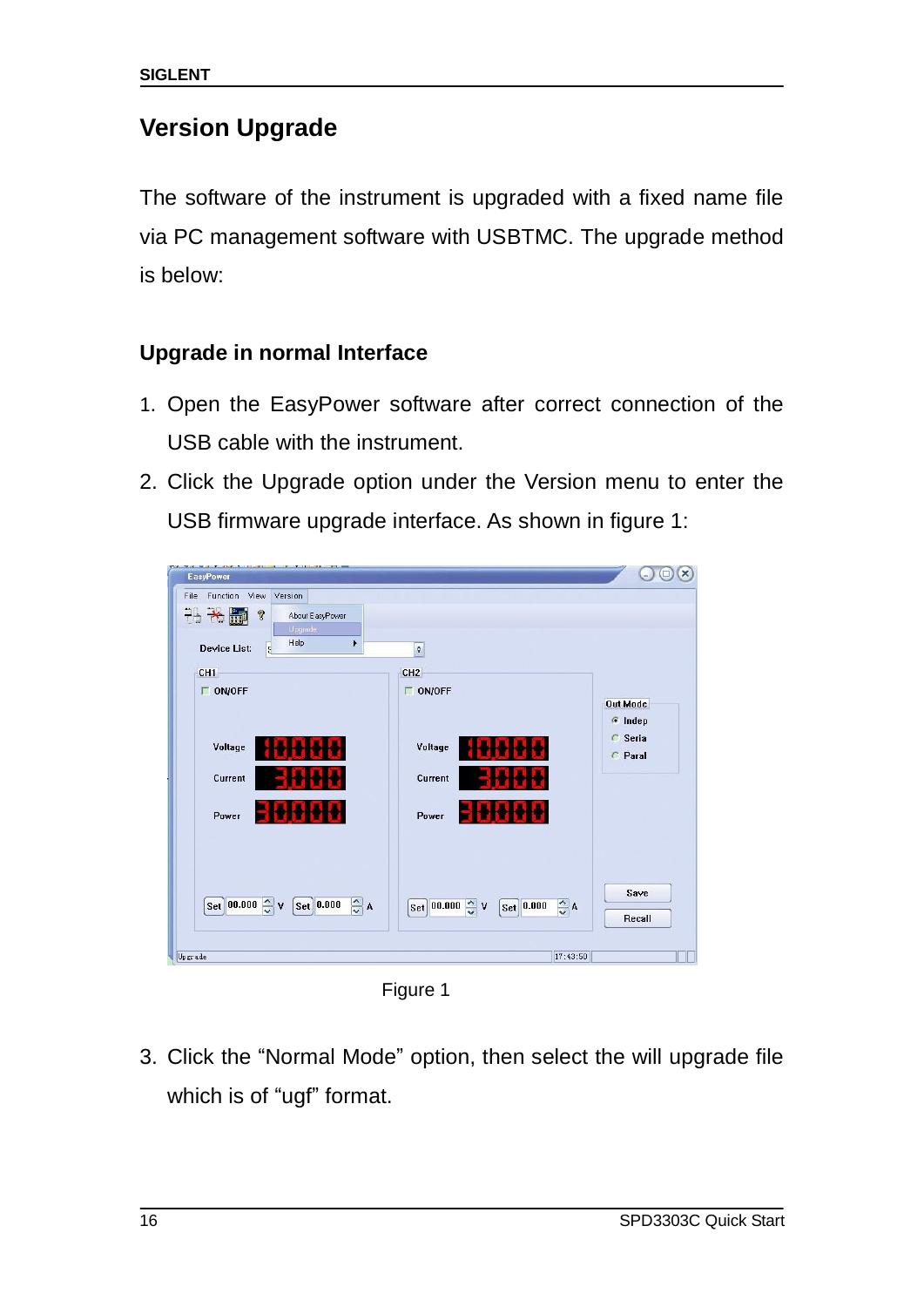## Version Upgrade

The software of the instrument is upgraded with a fixed name file via PC management software with USBTMC. The upgrade method is below:

### Upgrade in normal Interface

1. Open the EasyPower software after correct connection of the USB cable with the instrument.
2. Click the Upgrade option under the Version menu to enter the USB firmware upgrade interface. As shown in figure 1:

Figure 1

3. Click the “Normal Mode” option, then select the will upgrade file which is of “ugf” format.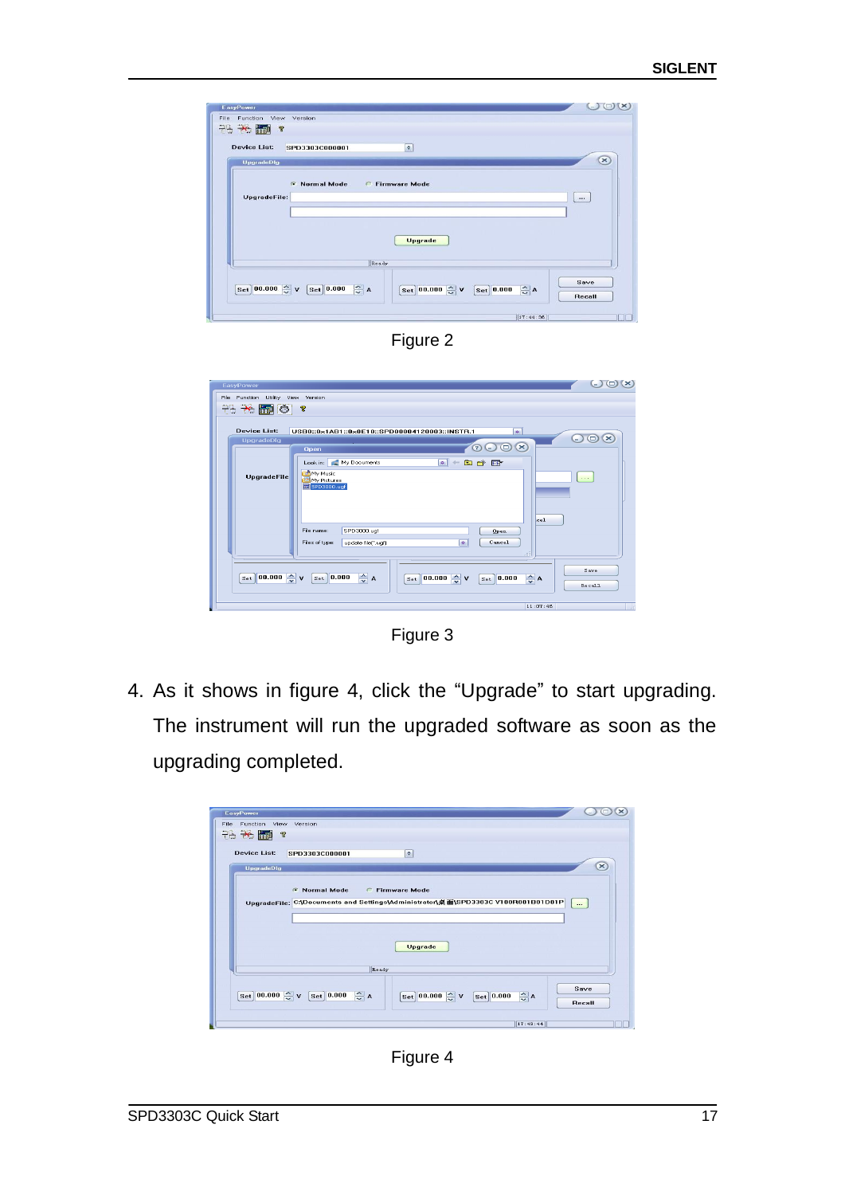Figure 2

Figure 3

4. As it shows in figure 4, click the “Upgrade” to start upgrading. The instrument will run the upgraded software as soon as the upgrading completed.

Figure 4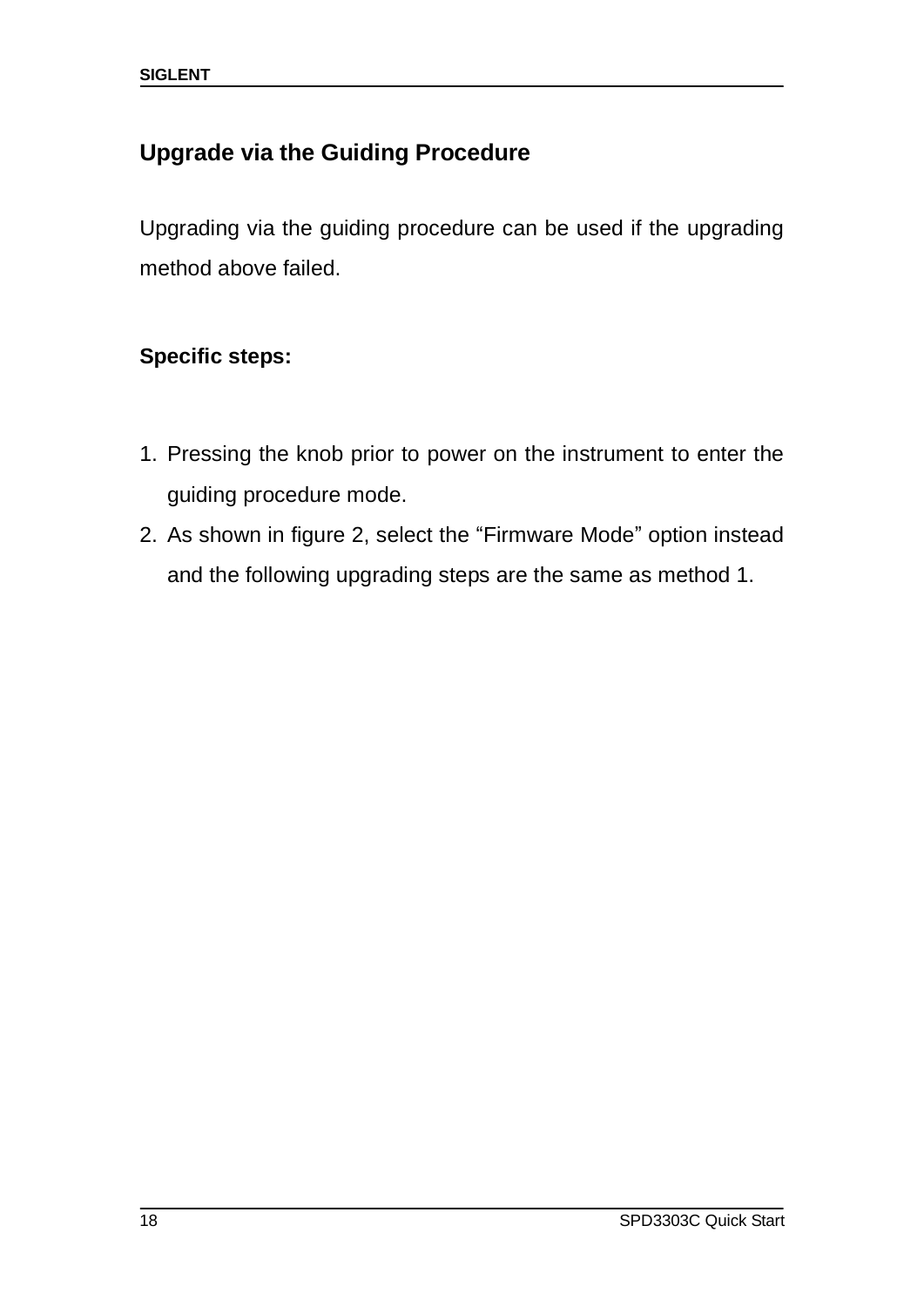## Upgrade via the Guiding Procedure

Upgrading via the guiding procedure can be used if the upgrading method above failed.

**Specific steps:**

1. Pressing the knob prior to power on the instrument to enter the guiding procedure mode.
2. As shown in figure 2, select the “Firmware Mode” option instead and the following upgrading steps are the same as method 1.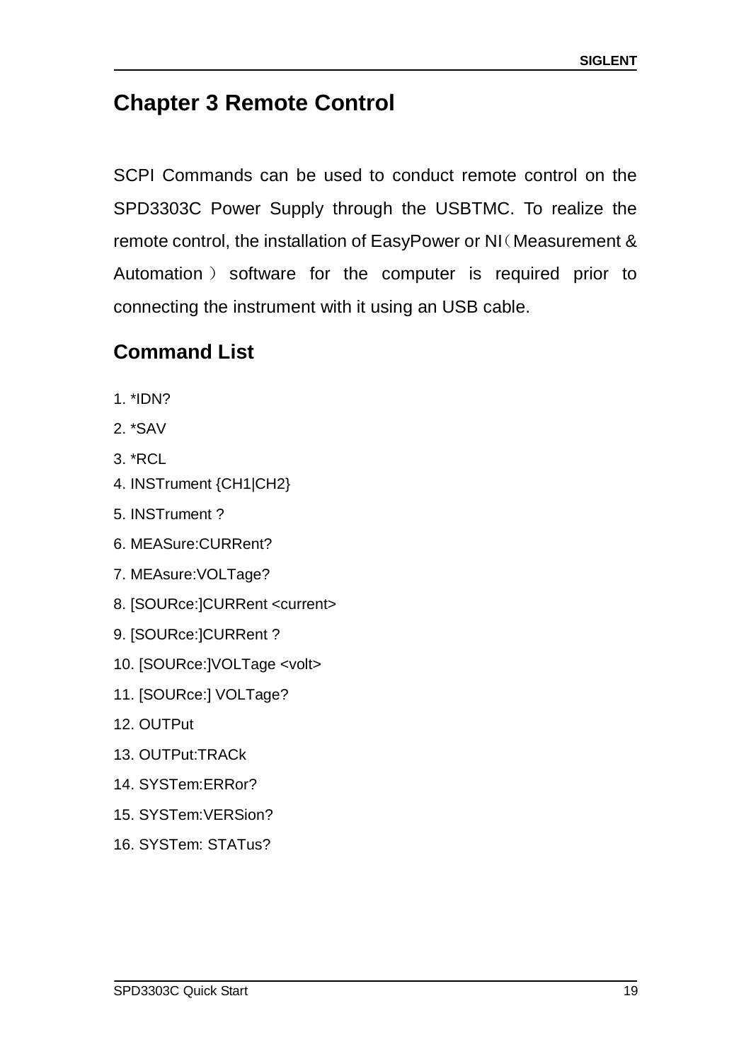# Chapter 3 Remote Control

SCPI Commands can be used to conduct remote control on the SPD3303C Power Supply through the USBTMC. To realize the remote control, the installation of EasyPower or NI（Measurement & Automation）software for the computer is required prior to connecting the instrument with it using an USB cable.

## Command List

1. *IDN?
2. *SAV
3. *RCL
4. INSTrument {CH1|CH2}
5. INSTrument ?
6. MEASure:CURRent?
7. MEAsure:VOLTage?
8. [SOURce:]CURRent <current>
9. [SOURce:]CURRent ?
10. [SOURce:]VOLTage <volt>
11. [SOURce:] VOLTage?
12. OUTPut
13. OUTPut:TRACk
14. SYSTem:ERRor?
15. SYSTem:VERSion?
16. SYSTem: STATus?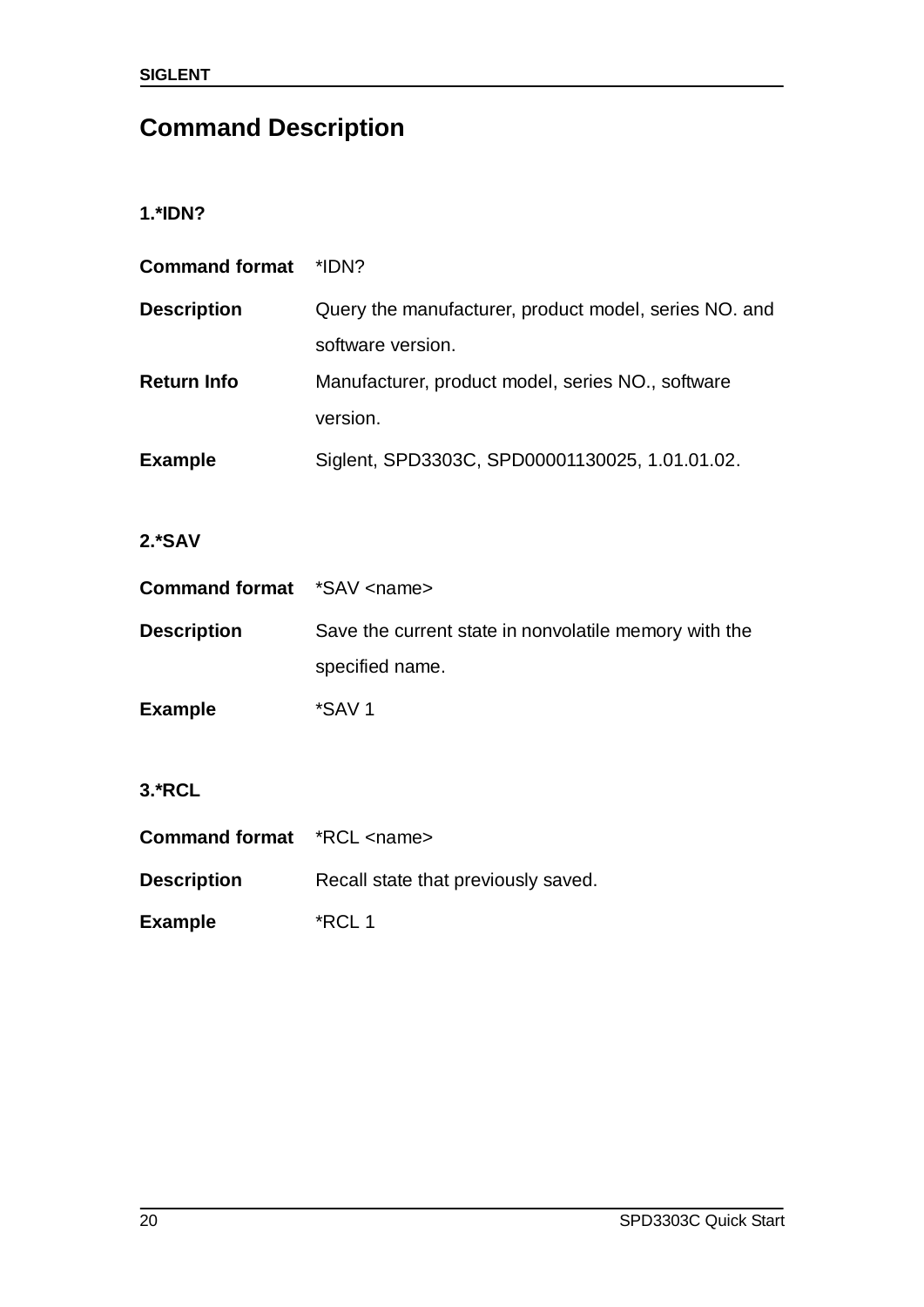# Command Description

### 1.*IDN?

| | |
|---|---|
| **Command format** | *IDN? |
| **Description** | Query the manufacturer, product model, series NO. and software version. |
| **Return Info** | Manufacturer, product model, series NO., software version. |
| **Example** | Siglent, SPD3303C, SPD00001130025, 1.01.01.02. |

### 2.*SAV

| | |
|---|---|
| **Command format** | *SAV <name> |
| **Description** | Save the current state in nonvolatile memory with the specified name. |
| **Example** | *SAV 1 |

### 3.*RCL

| | |
|---|---|
| **Command format** | *RCL <name> |
| **Description** | Recall state that previously saved. |
| **Example** | *RCL 1 |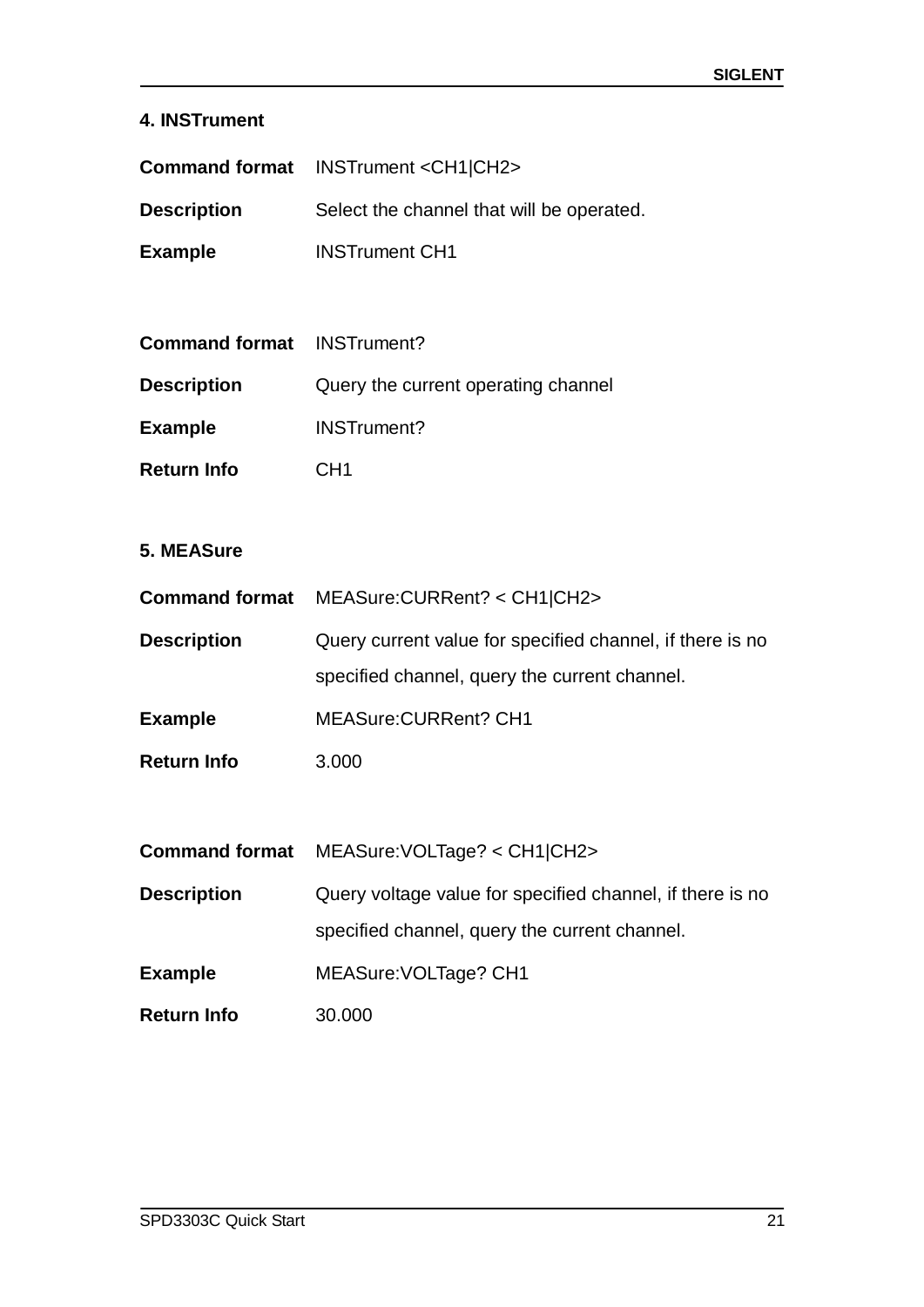### 4. INSTrument

| | |
|---|---|
| **Command format** | INSTrument <CH1\|CH2> |
| **Description** | Select the channel that will be operated. |
| **Example** | INSTrument CH1 |

| | |
|---|---|
| **Command format** | INSTrument? |
| **Description** | Query the current operating channel |
| **Example** | INSTrument? |
| **Return Info** | CH1 |

### 5. MEASure

| | |
|---|---|
| **Command format** | MEASure:CURRent? < CH1\|CH2> |
| **Description** | Query current value for specified channel, if there is no specified channel, query the current channel. |
| **Example** | MEASure:CURRent? CH1 |
| **Return Info** | 3.000 |

| | |
|---|---|
| **Command format** | MEASure:VOLTage? < CH1\|CH2> |
| **Description** | Query voltage value for specified channel, if there is no specified channel, query the current channel. |
| **Example** | MEASure:VOLTage? CH1 |
| **Return Info** | 30.000 |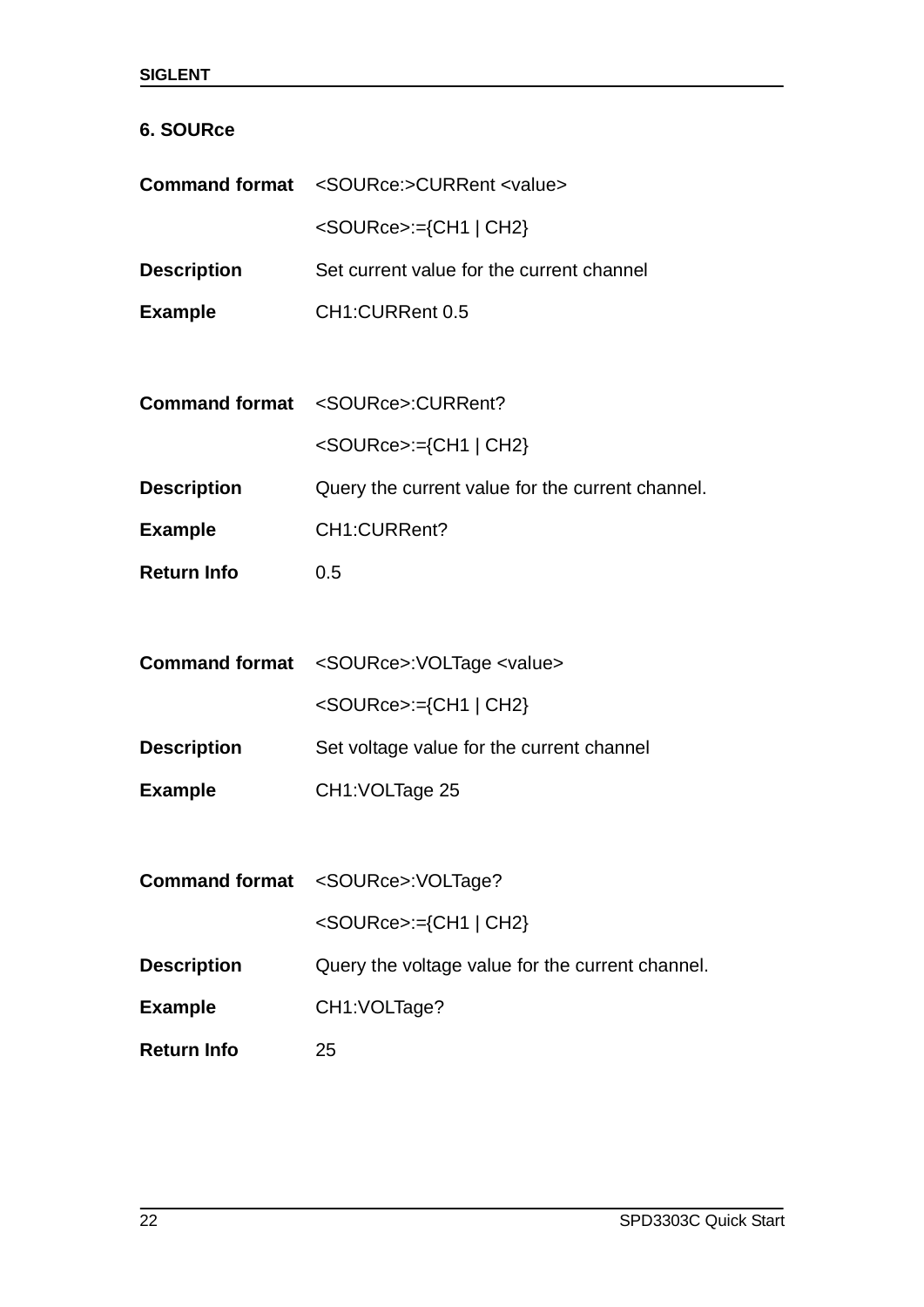## 6. SOURce

| | |
|---|---|
| **Command format** | <SOURce:>CURRent <value> |
| | <SOURce>:={CH1 \| CH2} |
| **Description** | Set current value for the current channel |
| **Example** | CH1:CURRent 0.5 |

| | |
|---|---|
| **Command format** | <SOURce>:CURRent? |
| | <SOURce>:={CH1 \| CH2} |
| **Description** | Query the current value for the current channel. |
| **Example** | CH1:CURRent? |
| **Return Info** | 0.5 |

| | |
|---|---|
| **Command format** | <SOURce>:VOLTage <value> |
| | <SOURce>:={CH1 \| CH2} |
| **Description** | Set voltage value for the current channel |
| **Example** | CH1:VOLTage 25 |

| | |
|---|---|
| **Command format** | <SOURce>:VOLTage? |
| | <SOURce>:={CH1 \| CH2} |
| **Description** | Query the voltage value for the current channel. |
| **Example** | CH1:VOLTage? |
| **Return Info** | 25 |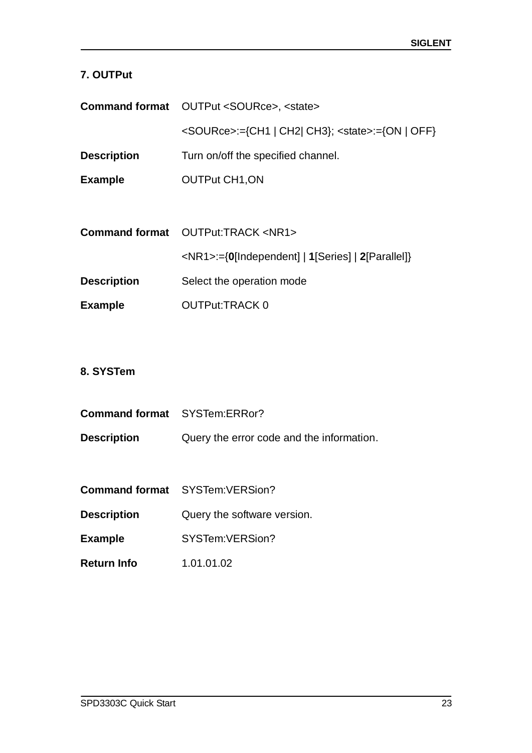### 7. OUTPut

| | |
|---|---|
| **Command format** | OUTPut <SOURce>, <state> |
| | <SOURce>:={CH1 \| CH2\| CH3}; <state>:={ON \| OFF} |
| **Description** | Turn on/off the specified channel. |
| **Example** | OUTPut CH1,ON |

| | |
|---|---|
| **Command format** | OUTPut:TRACK <NR1> |
| | <NR1>:={**0**[Independent] \| **1**[Series] \| **2**[Parallel]} |
| **Description** | Select the operation mode |
| **Example** | OUTPut:TRACK 0 |

### 8. SYSTem

| | |
|---|---|
| **Command format** | SYSTem:ERRor? |
| **Description** | Query the error code and the information. |

| | |
|---|---|
| **Command format** | SYSTem:VERSion? |
| **Description** | Query the software version. |
| **Example** | SYSTem:VERSion? |
| **Return Info** | 1.01.01.02 |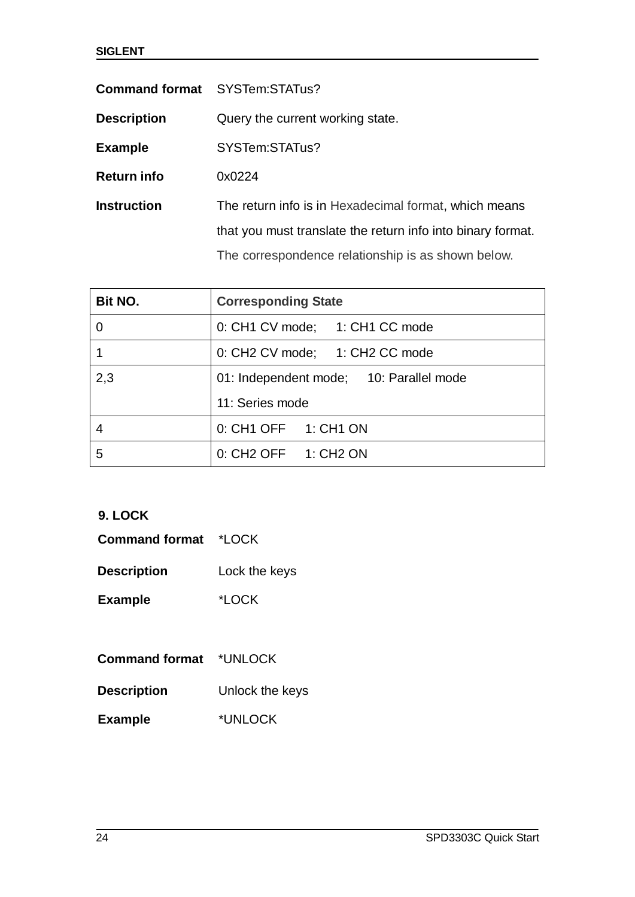**Command format** SYSTem:STATus?

**Description** Query the current working state.

**Example** SYSTem:STATus?

**Return info** 0x0224

**Instruction** The return info is in Hexadecimal format, which means that you must translate the return info into binary format. The correspondence relationship is as shown below.

| Bit NO. | Corresponding State |
|---|---|
| 0 | 0: CH1 CV mode; 1: CH1 CC mode |
| 1 | 0: CH2 CV mode; 1: CH2 CC mode |
| 2,3 | 01: Independent mode; 10: Parallel mode<br>11: Series mode |
| 4 | 0: CH1 OFF 1: CH1 ON |
| 5 | 0: CH2 OFF 1: CH2 ON |

### 9. LOCK

**Command format** *LOCK

**Description** Lock the keys

**Example** *LOCK

**Command format** *UNLOCK

**Description** Unlock the keys

**Example** *UNLOCK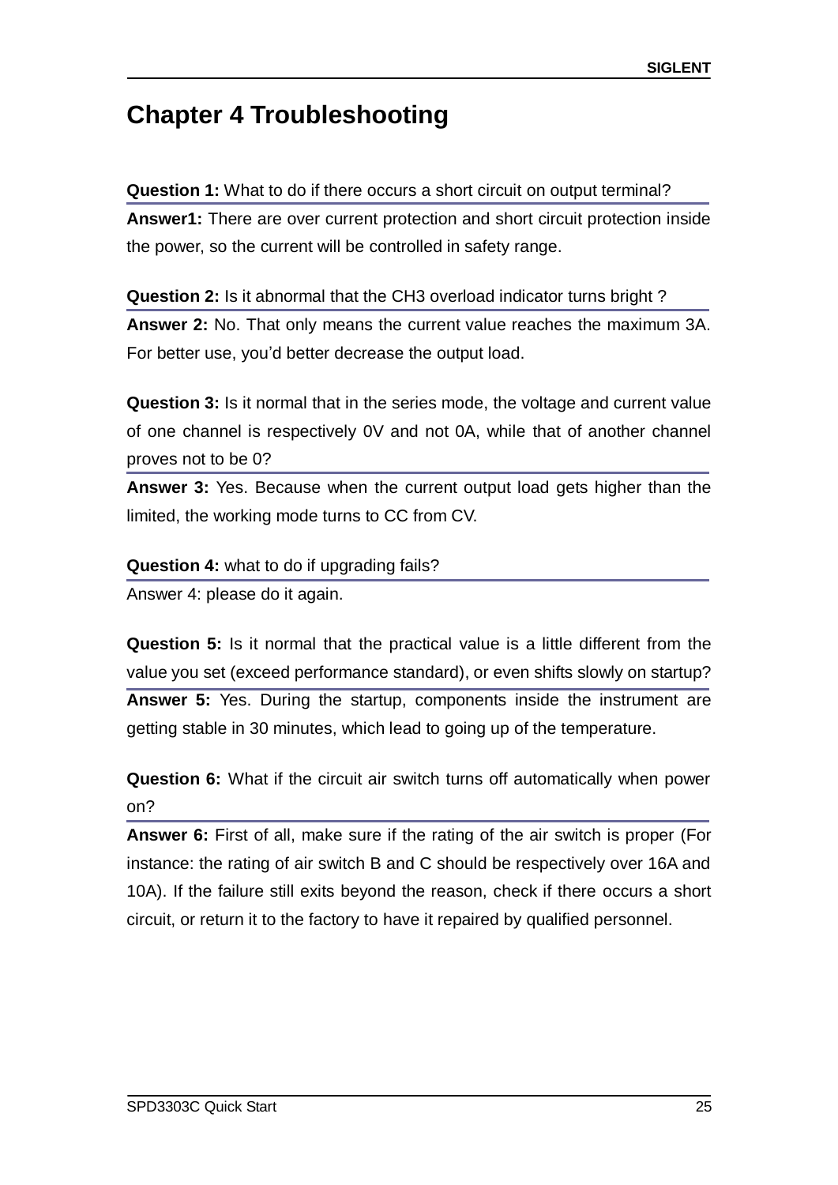# Chapter 4 Troubleshooting

**Question 1:** What to do if there occurs a short circuit on output terminal?

**Answer1:** There are over current protection and short circuit protection inside the power, so the current will be controlled in safety range.

**Question 2:** Is it abnormal that the CH3 overload indicator turns bright ?

**Answer 2:** No. That only means the current value reaches the maximum 3A. For better use, you'd better decrease the output load.

**Question 3:** Is it normal that in the series mode, the voltage and current value of one channel is respectively 0V and not 0A, while that of another channel proves not to be 0?

**Answer 3:** Yes. Because when the current output load gets higher than the limited, the working mode turns to CC from CV.

**Question 4:** what to do if upgrading fails?

Answer 4: please do it again.

**Question 5:** Is it normal that the practical value is a little different from the value you set (exceed performance standard), or even shifts slowly on startup?

**Answer 5:** Yes. During the startup, components inside the instrument are getting stable in 30 minutes, which lead to going up of the temperature.

**Question 6:** What if the circuit air switch turns off automatically when power on?

**Answer 6:** First of all, make sure if the rating of the air switch is proper (For instance: the rating of air switch B and C should be respectively over 16A and 10A). If the failure still exits beyond the reason, check if there occurs a short circuit, or return it to the factory to have it repaired by qualified personnel.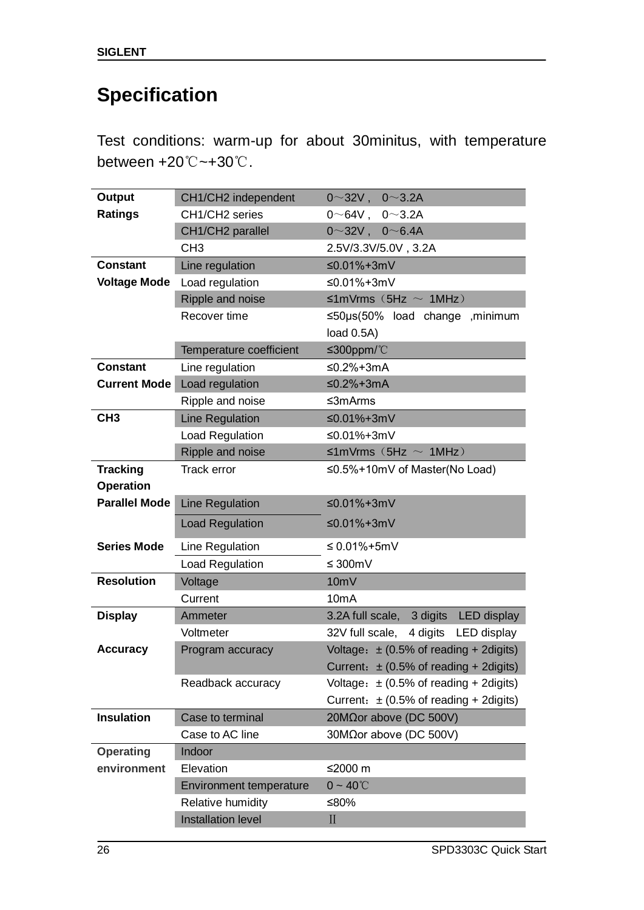# Specification

Test conditions: warm-up for about 30minitus, with temperature between +20℃~+30℃.

| | | |
|---|---|---|
| **Output Ratings** | CH1/CH2 independent | 0～32V , 0～3.2A |
| | CH1/CH2 series | 0～64V , 0～3.2A |
| | CH1/CH2 parallel | 0～32V , 0～6.4A |
| | CH3 | 2.5V/3.3V/5.0V , 3.2A |
| **Constant Voltage Mode** | Line regulation | ≤0.01%+3mV |
| | Load regulation | ≤0.01%+3mV |
| | Ripple and noise | ≤1mVrms（5Hz ～ 1MHz） |
| | Recover time | ≤50μs(50% load change ,minimum load 0.5A) |
| | Temperature coefficient | ≤300ppm/℃ |
| **Constant Current Mode** | Line regulation | ≤0.2%+3mA |
| | Load regulation | ≤0.2%+3mA |
| | Ripple and noise | ≤3mArms |
| **CH3** | Line Regulation | ≤0.01%+3mV |
| | Load Regulation | ≤0.01%+3mV |
| | Ripple and noise | ≤1mVrms（5Hz ～ 1MHz） |
| **Tracking Operation** | Track error | ≤0.5%+10mV of Master(No Load) |
| **Parallel Mode** | Line Regulation | ≤0.01%+3mV |
| | Load Regulation | ≤0.01%+3mV |
| **Series Mode** | Line Regulation | ≤ 0.01%+5mV |
| | Load Regulation | ≤ 300mV |
| **Resolution** | Voltage | 10mV |
| | Current | 10mA |
| **Display** | Ammeter | 3.2A full scale, 3 digits LED display |
| | Voltmeter | 32V full scale, 4 digits LED display |
| **Accuracy** | Program accuracy | Voltage：± (0.5% of reading + 2digits) Current：± (0.5% of reading + 2digits) |
| | Readback accuracy | Voltage：± (0.5% of reading + 2digits) Current：± (0.5% of reading + 2digits) |
| **Insulation** | Case to terminal | 20MΩor above (DC 500V) |
| | Case to AC line | 30MΩor above (DC 500V) |
| **Operating environment** | Indoor | |
| | Elevation | ≤2000 m |
| | Environment temperature | 0 ~ 40℃ |
| | Relative humidity | ≤80% |
| | Installation level | Ⅱ |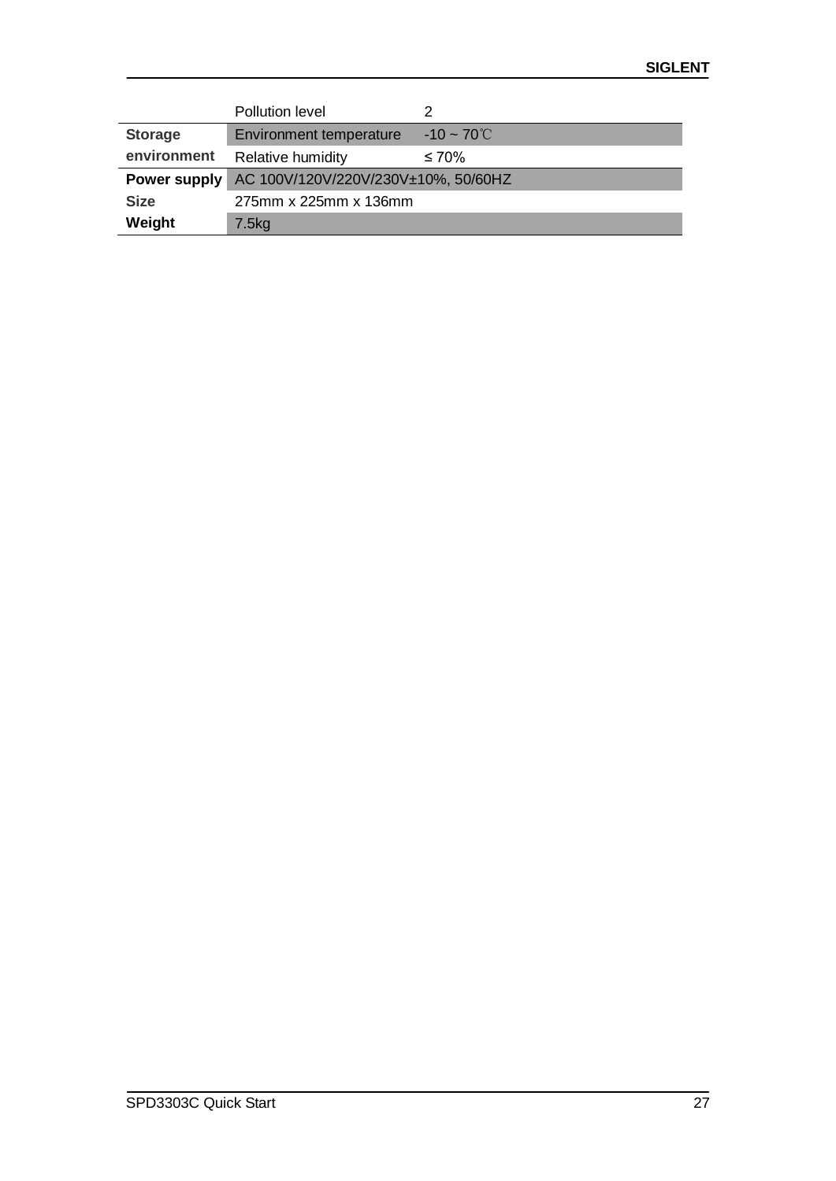| | | |
|---|---|---|
| | Pollution level | 2 |
| **Storage environment** | Environment temperature | -10 ~ 70℃ |
| | Relative humidity | ≤ 70% |
| **Power supply** | AC 100V/120V/220V/230V±10%, 50/60HZ | |
| **Size** | 275mm x 225mm x 136mm | |
| **Weight** | 7.5kg | |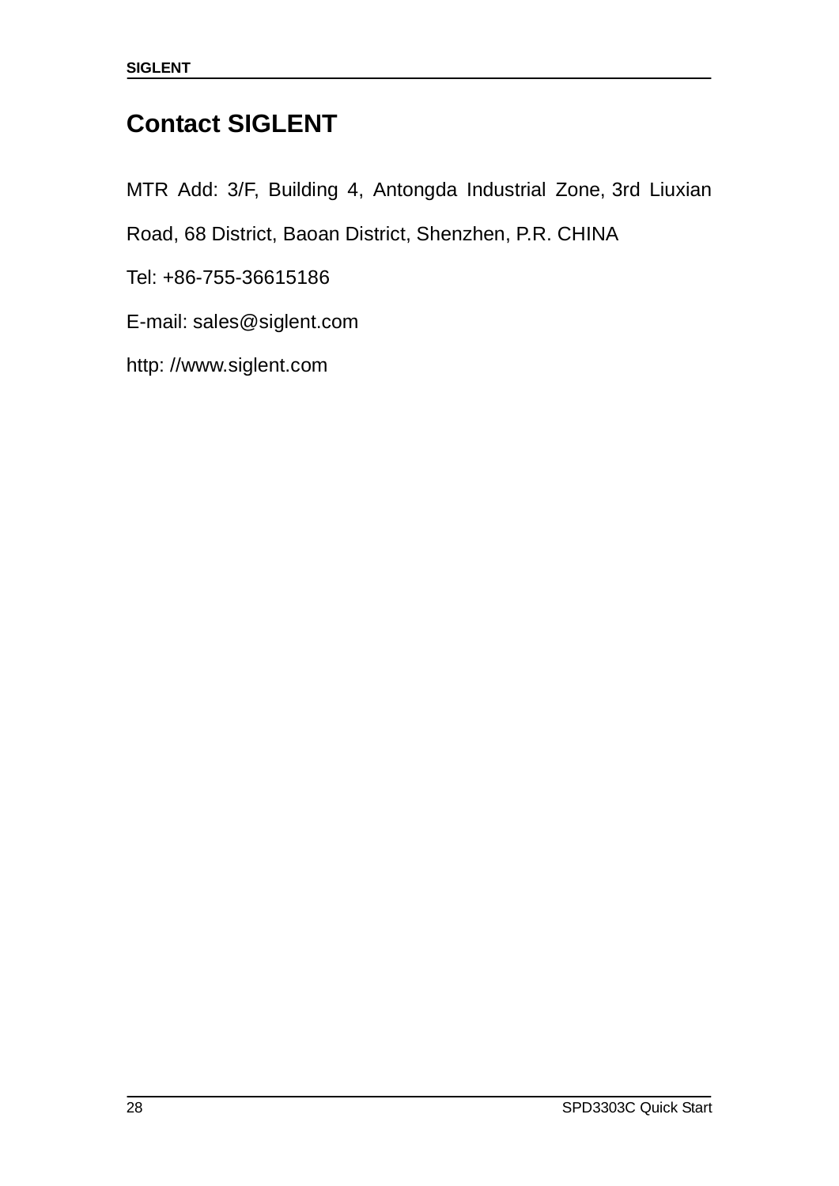# Contact SIGLENT

MTR Add: 3/F, Building 4, Antongda Industrial Zone, 3rd Liuxian Road, 68 District, Baoan District, Shenzhen, P.R. CHINA

Tel: +86-755-36615186

E-mail: sales@siglent.com

http: //www.siglent.com